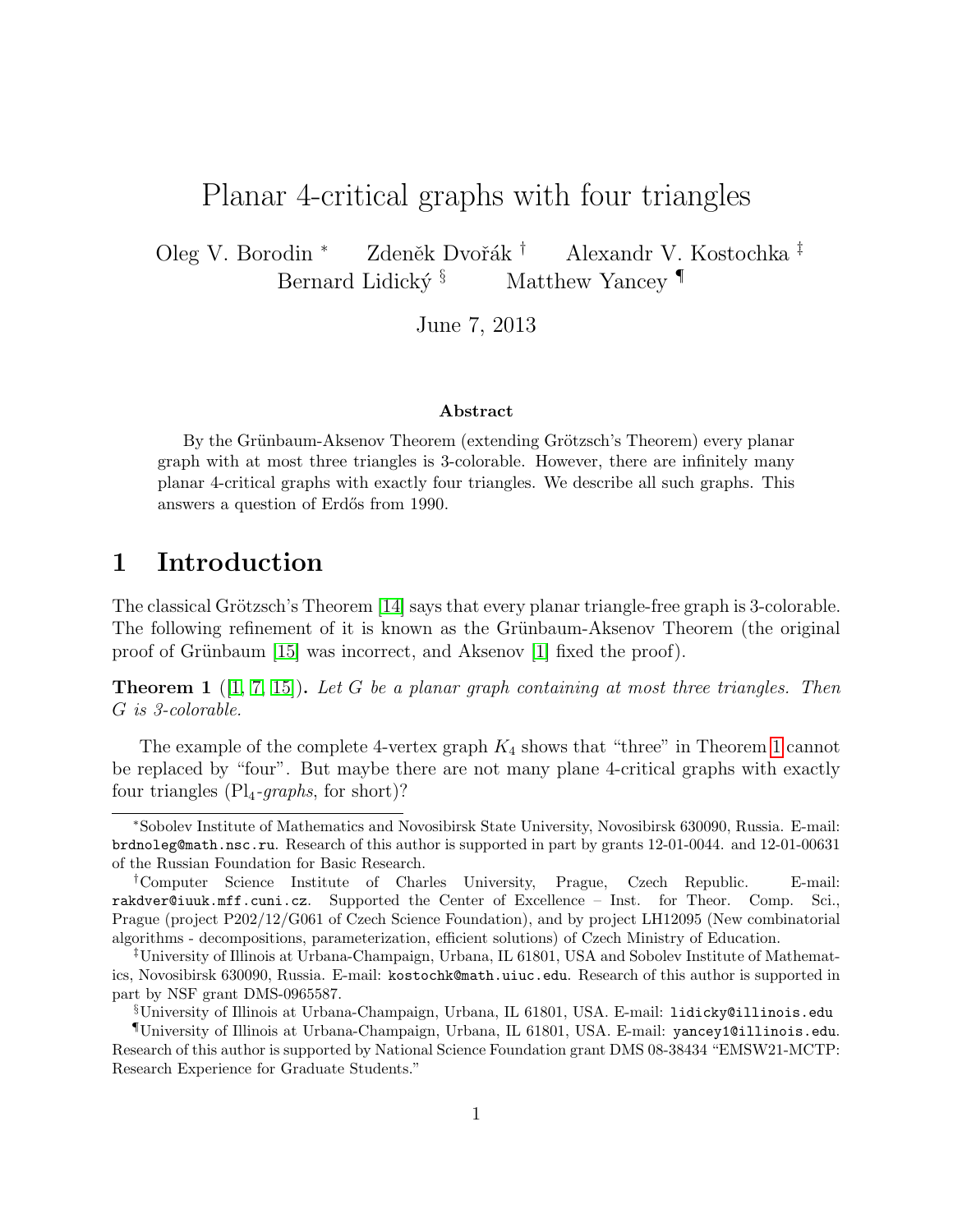# Planar 4-critical graphs with four triangles

Oleg V. Borodin [*] Zdeněk Dvořák [†] Alexandr V. Kostochka [‡] Bernard Lidický [§] Matthew Yancey [¶]

June 7, 2013

### Abstract

By the Grünbaum-Aksenov Theorem (extending Grötzsch's Theorem) every planar graph with at most three triangles is 3-colorable. However, there are infinitely many planar 4-critical graphs with exactly four triangles. We describe all such graphs. This answers a question of Erdős from 1990.

## 1 Introduction

The classical Grötzsch's Theorem [14] says that every planar triangle-free graph is 3-colorable. The following refinement of it is known as the Grünbaum-Aksenov Theorem (the original proof of Grünbaum [15] was incorrect, and Aksenov [1] fixed the proof).

**Theorem 1** ([1, 7, 15])**.** *Let $G$ be a planar graph containing at most three triangles. Then $G$ is 3-colorable.*

The example of the complete 4-vertex graph $K_4$ shows that "three" in Theorem 1 cannot be replaced by "four". But maybe there are not many plane 4-critical graphs with exactly four triangles ($\mathrm{Pl}_4$-*graphs*, for short)?

---

[*] Sobolev Institute of Mathematics and Novosibirsk State University, Novosibirsk 630090, Russia. E-mail: `brdnoleg@math.nsc.ru`. Research of this author is supported in part by grants 12-01-0044. and 12-01-00631 of the Russian Foundation for Basic Research.

[†] Computer Science Institute of Charles University, Prague, Czech Republic. E-mail: `rakdver@iuuk.mff.cuni.cz`. Supported the Center of Excellence – Inst. for Theor. Comp. Sci., Prague (project P202/12/G061 of Czech Science Foundation), and by project LH12095 (New combinatorial algorithms - decompositions, parameterization, efficient solutions) of Czech Ministry of Education.

[‡] University of Illinois at Urbana-Champaign, Urbana, IL 61801, USA and Sobolev Institute of Mathematics, Novosibirsk 630090, Russia. E-mail: `kostochk@math.uiuc.edu`. Research of this author is supported in part by NSF grant DMS-0965587.

[§] University of Illinois at Urbana-Champaign, Urbana, IL 61801, USA. E-mail: `lidicky@illinois.edu`

[¶] University of Illinois at Urbana-Champaign, Urbana, IL 61801, USA. E-mail: `yancey1@illinois.edu`. Research of this author is supported by National Science Foundation grant DMS 08-38434 "EMSW21-MCTP: Research Experience for Graduate Students."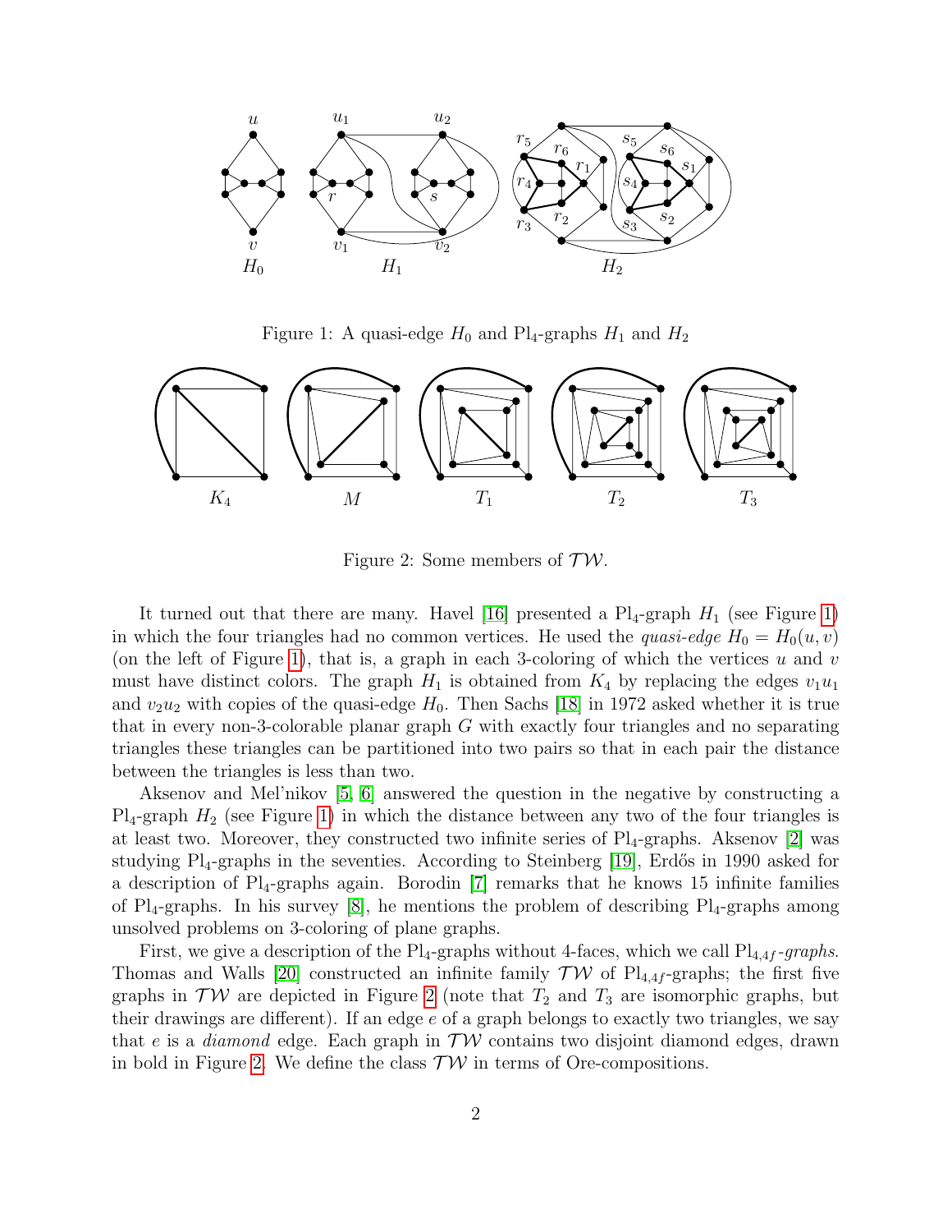Figure 1: A quasi-edge $H_0$ and $\mathrm{Pl}_4$-graphs $H_1$ and $H_2$

Figure 2: Some members of $\mathcal{TW}$.

It turned out that there are many. Havel [16] presented a $\mathrm{Pl}_4$-graph $H_1$ (see Figure 1) in which the four triangles had no common vertices. He used the *quasi-edge* $H_0 = H_0(u, v)$ (on the left of Figure 1), that is, a graph in each 3-coloring of which the vertices $u$ and $v$ must have distinct colors. The graph $H_1$ is obtained from $K_4$ by replacing the edges $v_1u_1$ and $v_2u_2$ with copies of the quasi-edge $H_0$. Then Sachs [18] in 1972 asked whether it is true that in every non-3-colorable planar graph $G$ with exactly four triangles and no separating triangles these triangles can be partitioned into two pairs so that in each pair the distance between the triangles is less than two.

Aksenov and Mel'nikov [5, 6] answered the question in the negative by constructing a $\mathrm{Pl}_4$-graph $H_2$ (see Figure 1) in which the distance between any two of the four triangles is at least two. Moreover, they constructed two infinite series of $\mathrm{Pl}_4$-graphs. Aksenov [2] was studying $\mathrm{Pl}_4$-graphs in the seventies. According to Steinberg [19], Erdős in 1990 asked for a description of $\mathrm{Pl}_4$-graphs again. Borodin [7] remarks that he knows 15 infinite families of $\mathrm{Pl}_4$-graphs. In his survey [8], he mentions the problem of describing $\mathrm{Pl}_4$-graphs among unsolved problems on 3-coloring of plane graphs.

First, we give a description of the $\mathrm{Pl}_4$-graphs without 4-faces, which we call $\mathrm{Pl}_{4,4f}$*-graphs*. Thomas and Walls [20] constructed an infinite family $\mathcal{TW}$ of $\mathrm{Pl}_{4,4f}$-graphs; the first five graphs in $\mathcal{TW}$ are depicted in Figure 2 (note that $T_2$ and $T_3$ are isomorphic graphs, but their drawings are different). If an edge $e$ of a graph belongs to exactly two triangles, we say that $e$ is a *diamond* edge. Each graph in $\mathcal{TW}$ contains two disjoint diamond edges, drawn in bold in Figure 2. We define the class $\mathcal{TW}$ in terms of Ore-compositions.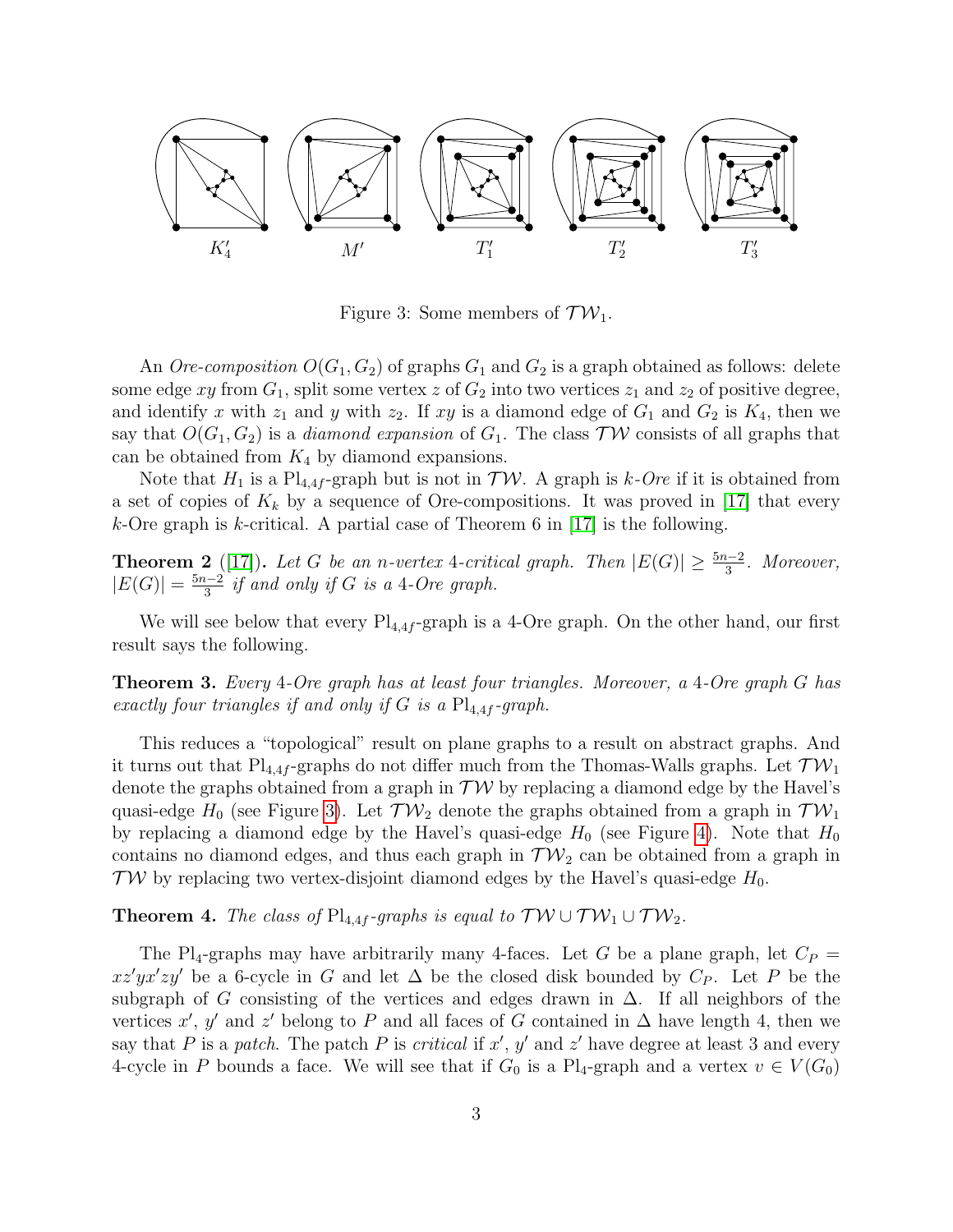$K_4'$ $M'$ $T_1'$ $T_2'$ $T_3'$

Figure 3: Some members of $\mathcal{TW}_1$.

An *Ore-composition* $O(G_1, G_2)$ of graphs $G_1$ and $G_2$ is a graph obtained as follows: delete some edge $xy$ from $G_1$, split some vertex $z$ of $G_2$ into two vertices $z_1$ and $z_2$ of positive degree, and identify $x$ with $z_1$ and $y$ with $z_2$. If $xy$ is a diamond edge of $G_1$ and $G_2$ is $K_4$, then we say that $O(G_1, G_2)$ is a *diamond expansion* of $G_1$. The class $\mathcal{TW}$ consists of all graphs that can be obtained from $K_4$ by diamond expansions.

Note that $H_1$ is a $\text{Pl}_{4,4f}$-graph but is not in $\mathcal{TW}$. A graph is *$k$-Ore* if it is obtained from a set of copies of $K_k$ by a sequence of Ore-compositions. It was proved in [17] that every $k$-Ore graph is $k$-critical. A partial case of Theorem 6 in [17] is the following.

**Theorem 2** ([17])**.** *Let $G$ be an $n$-vertex 4-critical graph. Then $|E(G)| \geq \frac{5n-2}{3}$. Moreover, $|E(G)| = \frac{5n-2}{3}$ if and only if $G$ is a 4-Ore graph.*

We will see below that every $\text{Pl}_{4,4f}$-graph is a 4-Ore graph. On the other hand, our first result says the following.

**Theorem 3.** *Every 4-Ore graph has at least four triangles. Moreover, a 4-Ore graph $G$ has exactly four triangles if and only if $G$ is a $\text{Pl}_{4,4f}$-graph.*

This reduces a "topological" result on plane graphs to a result on abstract graphs. And it turns out that $\text{Pl}_{4,4f}$-graphs do not differ much from the Thomas-Walls graphs. Let $\mathcal{TW}_1$ denote the graphs obtained from a graph in $\mathcal{TW}$ by replacing a diamond edge by the Havel's quasi-edge $H_0$ (see Figure 3). Let $\mathcal{TW}_2$ denote the graphs obtained from a graph in $\mathcal{TW}_1$ by replacing a diamond edge by the Havel's quasi-edge $H_0$ (see Figure 4). Note that $H_0$ contains no diamond edges, and thus each graph in $\mathcal{TW}_2$ can be obtained from a graph in $\mathcal{TW}$ by replacing two vertex-disjoint diamond edges by the Havel's quasi-edge $H_0$.

**Theorem 4.** *The class of $\text{Pl}_{4,4f}$-graphs is equal to $\mathcal{TW} \cup \mathcal{TW}_1 \cup \mathcal{TW}_2$.*

The $\text{Pl}_4$-graphs may have arbitrarily many 4-faces. Let $G$ be a plane graph, let $C_P = xz'yx'zy'$ be a 6-cycle in $G$ and let $\Delta$ be the closed disk bounded by $C_P$. Let $P$ be the subgraph of $G$ consisting of the vertices and edges drawn in $\Delta$. If all neighbors of the vertices $x'$, $y'$ and $z'$ belong to $P$ and all faces of $G$ contained in $\Delta$ have length 4, then we say that $P$ is a *patch*. The patch $P$ is *critical* if $x'$, $y'$ and $z'$ have degree at least 3 and every 4-cycle in $P$ bounds a face. We will see that if $G_0$ is a $\text{Pl}_4$-graph and a vertex $v \in V(G_0)$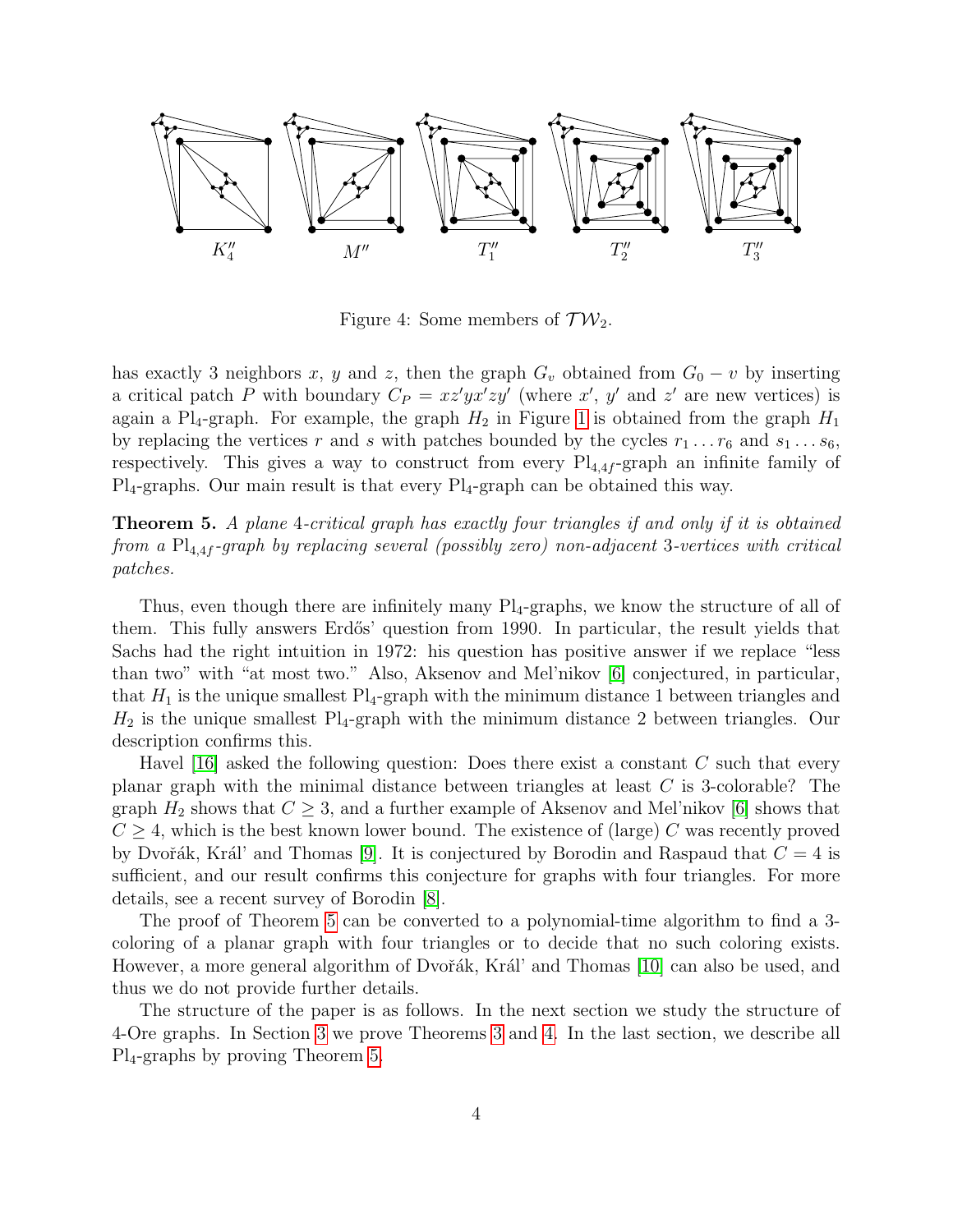$K_4''$ $M''$ $T_1''$ $T_2''$ $T_3''$

Figure 4: Some members of $\mathcal{TW}_2$.

has exactly 3 neighbors $x$, $y$ and $z$, then the graph $G_v$ obtained from $G_0 - v$ by inserting a critical patch $P$ with boundary $C_P = xz'yx'zy'$ (where $x'$, $y'$ and $z'$ are new vertices) is again a $\mathrm{Pl}_4$-graph. For example, the graph $H_2$ in Figure 1 is obtained from the graph $H_1$ by replacing the vertices $r$ and $s$ with patches bounded by the cycles $r_1 \ldots r_6$ and $s_1 \ldots s_6$, respectively. This gives a way to construct from every $\mathrm{Pl}_{4,4f}$-graph an infinite family of $\mathrm{Pl}_4$-graphs. Our main result is that every $\mathrm{Pl}_4$-graph can be obtained this way.

**Theorem 5.** *A plane 4-critical graph has exactly four triangles if and only if it is obtained from a $\mathrm{Pl}_{4,4f}$-graph by replacing several (possibly zero) non-adjacent 3-vertices with critical patches.*

Thus, even though there are infinitely many $\mathrm{Pl}_4$-graphs, we know the structure of all of them. This fully answers Erdős' question from 1990. In particular, the result yields that Sachs had the right intuition in 1972: his question has positive answer if we replace "less than two" with "at most two." Also, Aksenov and Mel'nikov [6] conjectured, in particular, that $H_1$ is the unique smallest $\mathrm{Pl}_4$-graph with the minimum distance 1 between triangles and $H_2$ is the unique smallest $\mathrm{Pl}_4$-graph with the minimum distance 2 between triangles. Our description confirms this.

Havel [16] asked the following question: Does there exist a constant $C$ such that every planar graph with the minimal distance between triangles at least $C$ is 3-colorable? The graph $H_2$ shows that $C \geq 3$, and a further example of Aksenov and Mel'nikov [6] shows that $C \geq 4$, which is the best known lower bound. The existence of (large) $C$ was recently proved by Dvořák, Král' and Thomas [9]. It is conjectured by Borodin and Raspaud that $C = 4$ is sufficient, and our result confirms this conjecture for graphs with four triangles. For more details, see a recent survey of Borodin [8].

The proof of Theorem 5 can be converted to a polynomial-time algorithm to find a 3-coloring of a planar graph with four triangles or to decide that no such coloring exists. However, a more general algorithm of Dvořák, Král' and Thomas [10] can also be used, and thus we do not provide further details.

The structure of the paper is as follows. In the next section we study the structure of 4-Ore graphs. In Section 3 we prove Theorems 3 and 4. In the last section, we describe all $\mathrm{Pl}_4$-graphs by proving Theorem 5.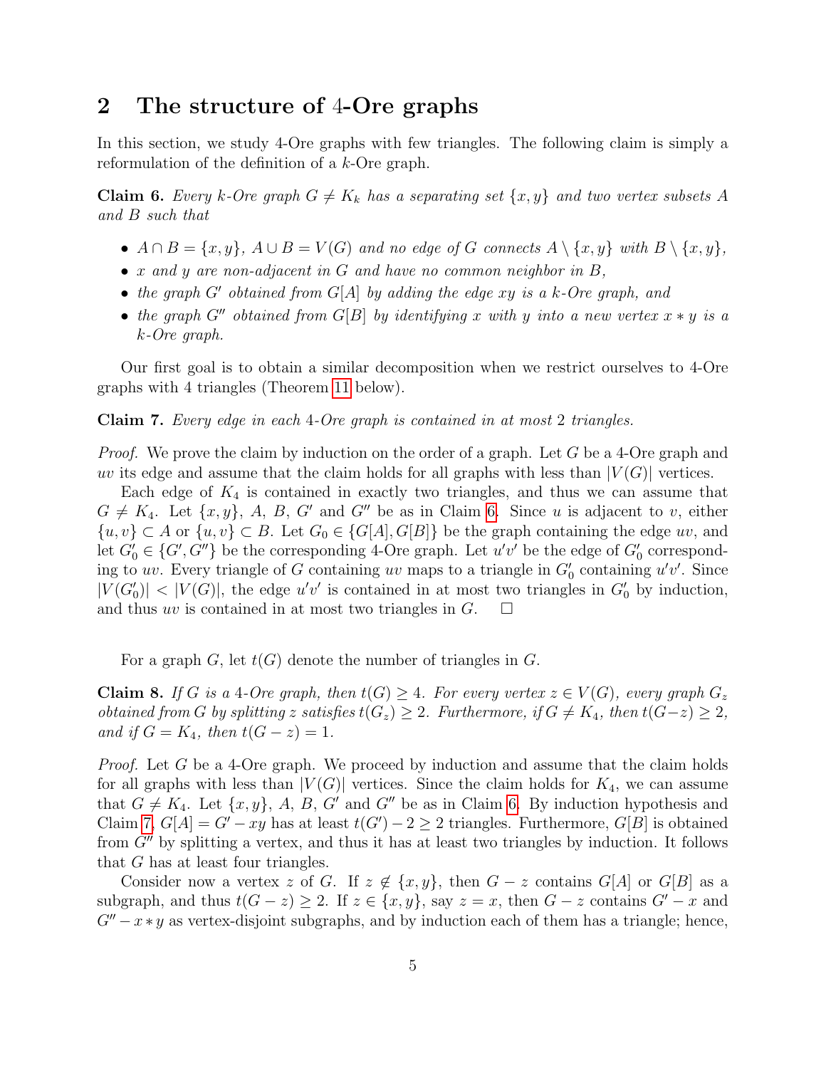## 2 The structure of 4-Ore graphs

In this section, we study 4-Ore graphs with few triangles. The following claim is simply a reformulation of the definition of a $k$-Ore graph.

**Claim 6.** *Every $k$-Ore graph $G \neq K_k$ has a separating set $\{x, y\}$ and two vertex subsets $A$ and $B$ such that*

- *$A \cap B = \{x, y\}$, $A \cup B = V(G)$ and no edge of $G$ connects $A \setminus \{x, y\}$ with $B \setminus \{x, y\}$,*
- *$x$ and $y$ are non-adjacent in $G$ and have no common neighbor in $B$,*
- *the graph $G'$ obtained from $G[A]$ by adding the edge $xy$ is a $k$-Ore graph, and*
- *the graph $G''$ obtained from $G[B]$ by identifying $x$ with $y$ into a new vertex $x * y$ is a $k$-Ore graph.*

Our first goal is to obtain a similar decomposition when we restrict ourselves to 4-Ore graphs with 4 triangles (Theorem 11 below).

**Claim 7.** *Every edge in each 4-Ore graph is contained in at most 2 triangles.*

*Proof.* We prove the claim by induction on the order of a graph. Let $G$ be a 4-Ore graph and $uv$ its edge and assume that the claim holds for all graphs with less than $|V(G)|$ vertices.

Each edge of $K_4$ is contained in exactly two triangles, and thus we can assume that $G \neq K_4$. Let $\{x, y\}$, $A$, $B$, $G'$ and $G''$ be as in Claim 6. Since $u$ is adjacent to $v$, either $\{u, v\} \subset A$ or $\{u, v\} \subset B$. Let $G_0 \in \{G[A], G[B]\}$ be the graph containing the edge $uv$, and let $G'_0 \in \{G', G''\}$ be the corresponding 4-Ore graph. Let $u'v'$ be the edge of $G'_0$ corresponding to $uv$. Every triangle of $G$ containing $uv$ maps to a triangle in $G'_0$ containing $u'v'$. Since $|V(G'_0)| < |V(G)|$, the edge $u'v'$ is contained in at most two triangles in $G'_0$ by induction, and thus $uv$ is contained in at most two triangles in $G$. $\square$

For a graph $G$, let $t(G)$ denote the number of triangles in $G$.

**Claim 8.** *If $G$ is a 4-Ore graph, then $t(G) \geq 4$. For every vertex $z \in V(G)$, every graph $G_z$ obtained from $G$ by splitting $z$ satisfies $t(G_z) \geq 2$. Furthermore, if $G \neq K_4$, then $t(G - z) \geq 2$, and if $G = K_4$, then $t(G - z) = 1$.*

*Proof.* Let $G$ be a 4-Ore graph. We proceed by induction and assume that the claim holds for all graphs with less than $|V(G)|$ vertices. Since the claim holds for $K_4$, we can assume that $G \neq K_4$. Let $\{x, y\}$, $A$, $B$, $G'$ and $G''$ be as in Claim 6. By induction hypothesis and Claim 7, $G[A] = G' - xy$ has at least $t(G') - 2 \geq 2$ triangles. Furthermore, $G[B]$ is obtained from $G''$ by splitting a vertex, and thus it has at least two triangles by induction. It follows that $G$ has at least four triangles.

Consider now a vertex $z$ of $G$. If $z \notin \{x, y\}$, then $G - z$ contains $G[A]$ or $G[B]$ as a subgraph, and thus $t(G - z) \geq 2$. If $z \in \{x, y\}$, say $z = x$, then $G - z$ contains $G' - x$ and $G'' - x * y$ as vertex-disjoint subgraphs, and by induction each of them has a triangle; hence,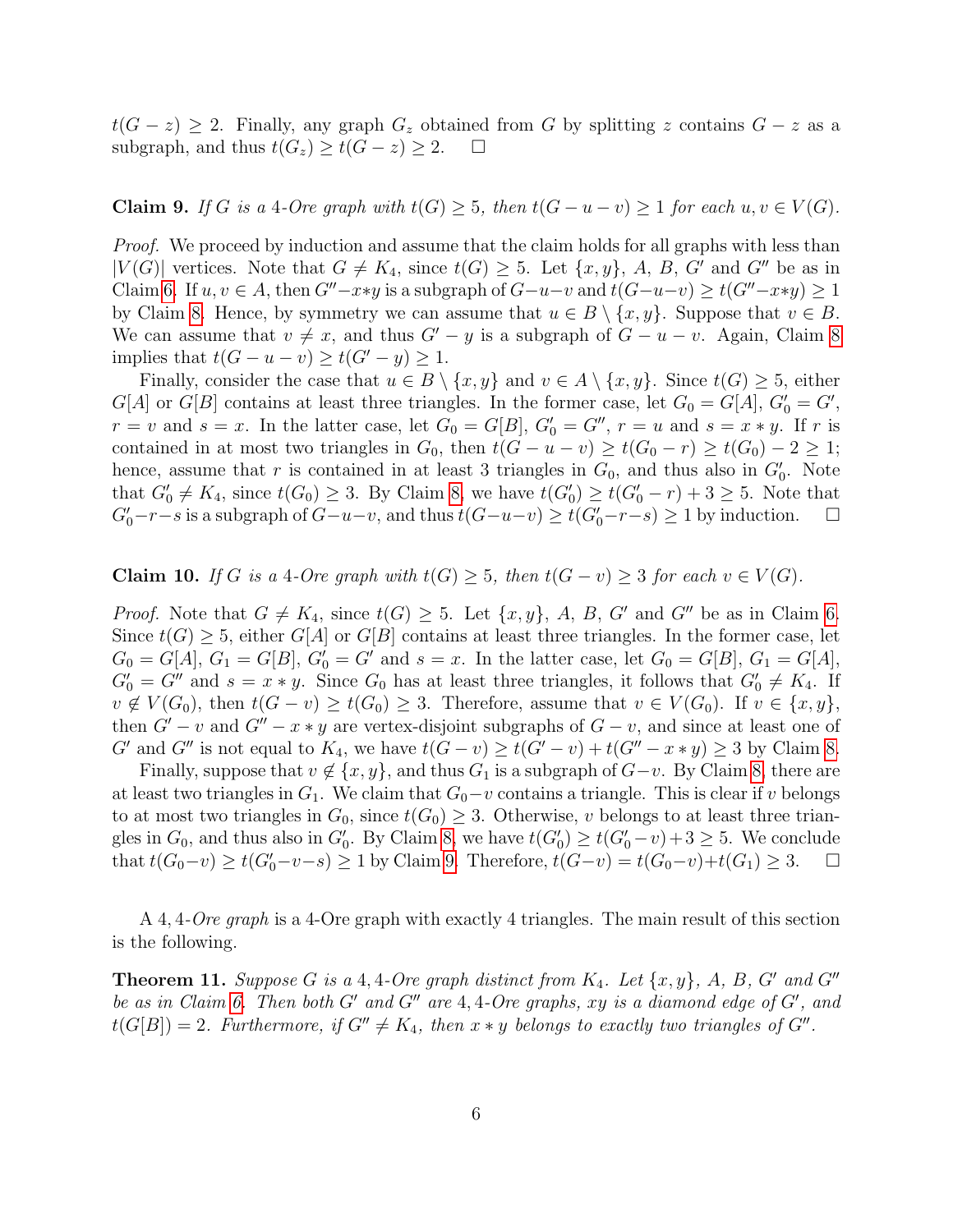$t(G-z) \geq 2$. Finally, any graph $G_z$ obtained from $G$ by splitting $z$ contains $G-z$ as a subgraph, and thus $t(G_z) \geq t(G-z) \geq 2$. $\square$

**Claim 9.** *If $G$ is a 4-Ore graph with $t(G) \geq 5$, then $t(G-u-v) \geq 1$ for each $u, v \in V(G)$.*

*Proof.* We proceed by induction and assume that the claim holds for all graphs with less than $|V(G)|$ vertices. Note that $G \neq K_4$, since $t(G) \geq 5$. Let $\{x, y\}$, $A$, $B$, $G'$ and $G''$ be as in Claim 6. If $u, v \in A$, then $G''-x*y$ is a subgraph of $G-u-v$ and $t(G-u-v) \geq t(G''-x*y) \geq 1$ by Claim 8. Hence, by symmetry we can assume that $u \in B \setminus \{x, y\}$. Suppose that $v \in B$. We can assume that $v \neq x$, and thus $G'-y$ is a subgraph of $G-u-v$. Again, Claim 8 implies that $t(G-u-v) \geq t(G'-y) \geq 1$.

Finally, consider the case that $u \in B \setminus \{x, y\}$ and $v \in A \setminus \{x, y\}$. Since $t(G) \geq 5$, either $G[A]$ or $G[B]$ contains at least three triangles. In the former case, let $G_0 = G[A]$, $G_0' = G'$, $r = v$ and $s = x$. In the latter case, let $G_0 = G[B]$, $G_0' = G''$, $r = u$ and $s = x*y$. If $r$ is contained in at most two triangles in $G_0$, then $t(G-u-v) \geq t(G_0 - r) \geq t(G_0) - 2 \geq 1$; hence, assume that $r$ is contained in at least 3 triangles in $G_0$, and thus also in $G_0'$. Note that $G_0' \neq K_4$, since $t(G_0) \geq 3$. By Claim 8, we have $t(G_0') \geq t(G_0'-r) + 3 \geq 5$. Note that $G_0'-r-s$ is a subgraph of $G-u-v$, and thus $t(G-u-v) \geq t(G_0'-r-s) \geq 1$ by induction. $\square$

**Claim 10.** *If $G$ is a 4-Ore graph with $t(G) \geq 5$, then $t(G-v) \geq 3$ for each $v \in V(G)$.*

*Proof.* Note that $G \neq K_4$, since $t(G) \geq 5$. Let $\{x, y\}$, $A$, $B$, $G'$ and $G''$ be as in Claim 6. Since $t(G) \geq 5$, either $G[A]$ or $G[B]$ contains at least three triangles. In the former case, let $G_0 = G[A]$, $G_1 = G[B]$, $G_0' = G'$ and $s = x$. In the latter case, let $G_0 = G[B]$, $G_1 = G[A]$, $G_0' = G''$ and $s = x*y$. Since $G_0$ has at least three triangles, it follows that $G_0' \neq K_4$. If $v \notin V(G_0)$, then $t(G-v) \geq t(G_0) \geq 3$. Therefore, assume that $v \in V(G_0)$. If $v \in \{x, y\}$, then $G'-v$ and $G''-x*y$ are vertex-disjoint subgraphs of $G-v$, and since at least one of $G'$ and $G''$ is not equal to $K_4$, we have $t(G-v) \geq t(G'-v) + t(G''-x*y) \geq 3$ by Claim 8.

Finally, suppose that $v \notin \{x, y\}$, and thus $G_1$ is a subgraph of $G-v$. By Claim 8, there are at least two triangles in $G_1$. We claim that $G_0-v$ contains a triangle. This is clear if $v$ belongs to at most two triangles in $G_0$, since $t(G_0) \geq 3$. Otherwise, $v$ belongs to at least three triangles in $G_0$, and thus also in $G_0'$. By Claim 8, we have $t(G_0') \geq t(G_0'-v)+3 \geq 5$. We conclude that $t(G_0-v) \geq t(G_0'-v-s) \geq 1$ by Claim 9. Therefore, $t(G-v) = t(G_0-v)+t(G_1) \geq 3$. $\square$

A 4,4-*Ore graph* is a 4-Ore graph with exactly 4 triangles. The main result of this section is the following.

**Theorem 11.** *Suppose $G$ is a 4,4-Ore graph distinct from $K_4$. Let $\{x, y\}$, $A$, $B$, $G'$ and $G''$ be as in Claim 6. Then both $G'$ and $G''$ are 4,4-Ore graphs, $xy$ is a diamond edge of $G'$, and $t(G[B]) = 2$. Furthermore, if $G'' \neq K_4$, then $x*y$ belongs to exactly two triangles of $G''$.*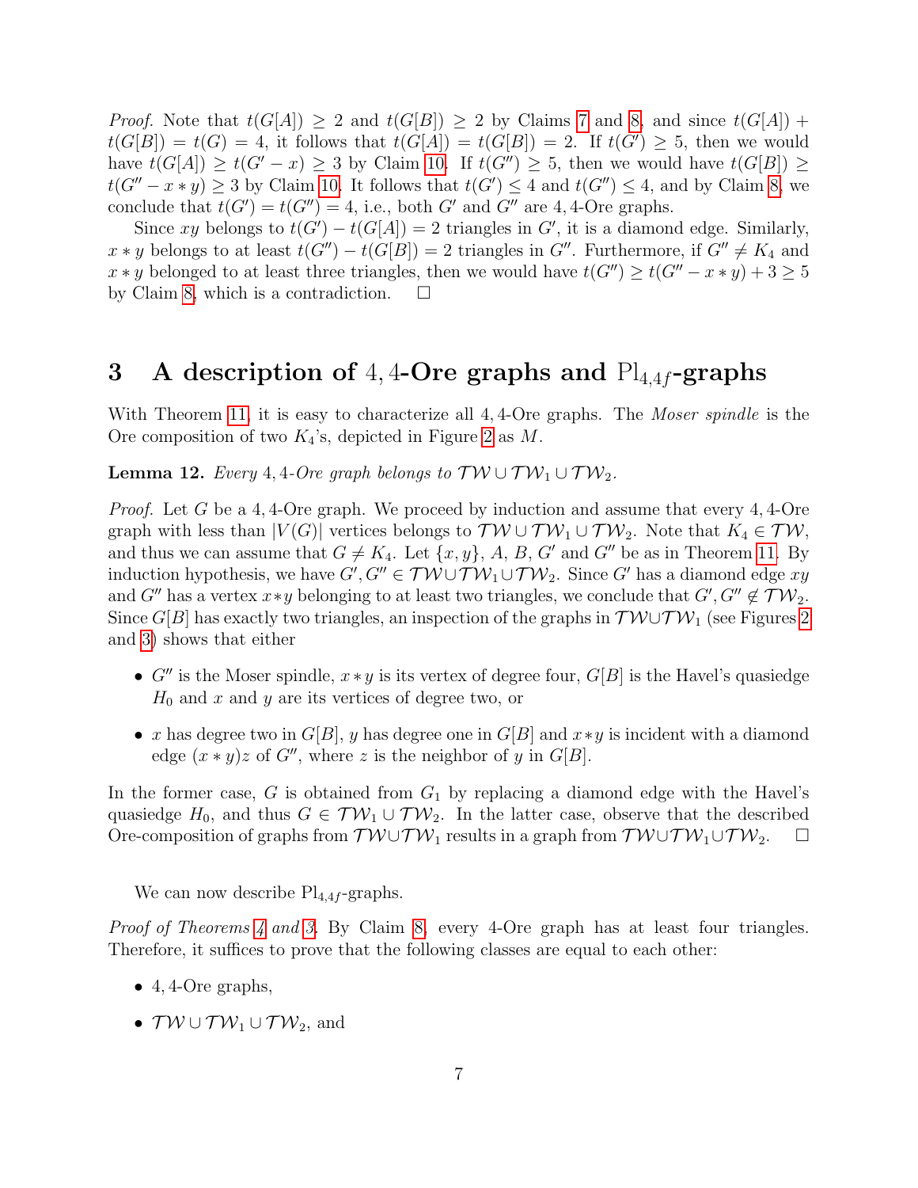*Proof.* Note that $t(G[A]) \geq 2$ and $t(G[B]) \geq 2$ by Claims 7 and 8, and since $t(G[A]) + t(G[B]) = t(G) = 4$, it follows that $t(G[A]) = t(G[B]) = 2$. If $t(G') \geq 5$, then we would have $t(G[A]) \geq t(G' - x) \geq 3$ by Claim 10. If $t(G'') \geq 5$, then we would have $t(G[B]) \geq t(G'' - x * y) \geq 3$ by Claim 10. It follows that $t(G') \leq 4$ and $t(G'') \leq 4$, and by Claim 8, we conclude that $t(G') = t(G'') = 4$, i.e., both $G'$ and $G''$ are 4, 4-Ore graphs.

Since $xy$ belongs to $t(G') - t(G[A]) = 2$ triangles in $G'$, it is a diamond edge. Similarly, $x * y$ belongs to at least $t(G'') - t(G[B]) = 2$ triangles in $G''$. Furthermore, if $G'' \neq K_4$ and $x * y$ belonged to at least three triangles, then we would have $t(G'') \geq t(G'' - x * y) + 3 \geq 5$ by Claim 8, which is a contradiction. □

## 3 A description of 4, 4-Ore graphs and $\mathrm{Pl}_{4,4f}$-graphs

With Theorem 11, it is easy to characterize all 4, 4-Ore graphs. The *Moser spindle* is the Ore composition of two $K_4$'s, depicted in Figure 2 as $M$.

**Lemma 12.** *Every* 4, 4*-Ore graph belongs to* $\mathcal{TW} \cup \mathcal{TW}_1 \cup \mathcal{TW}_2$.

*Proof.* Let $G$ be a 4, 4-Ore graph. We proceed by induction and assume that every 4, 4-Ore graph with less than $|V(G)|$ vertices belongs to $\mathcal{TW} \cup \mathcal{TW}_1 \cup \mathcal{TW}_2$. Note that $K_4 \in \mathcal{TW}$, and thus we can assume that $G \neq K_4$. Let $\{x, y\}$, $A$, $B$, $G'$ and $G''$ be as in Theorem 11. By induction hypothesis, we have $G', G'' \in \mathcal{TW} \cup \mathcal{TW}_1 \cup \mathcal{TW}_2$. Since $G'$ has a diamond edge $xy$ and $G''$ has a vertex $x*y$ belonging to at least two triangles, we conclude that $G', G'' \notin \mathcal{TW}_2$. Since $G[B]$ has exactly two triangles, an inspection of the graphs in $\mathcal{TW} \cup \mathcal{TW}_1$ (see Figures 2 and 3) shows that either

- $G''$ is the Moser spindle, $x * y$ is its vertex of degree four, $G[B]$ is the Havel's quasiedge $H_0$ and $x$ and $y$ are its vertices of degree two, or
- $x$ has degree two in $G[B]$, $y$ has degree one in $G[B]$ and $x*y$ is incident with a diamond edge $(x * y)z$ of $G''$, where $z$ is the neighbor of $y$ in $G[B]$.

In the former case, $G$ is obtained from $G_1$ by replacing a diamond edge with the Havel's quasiedge $H_0$, and thus $G \in \mathcal{TW}_1 \cup \mathcal{TW}_2$. In the latter case, observe that the described Ore-composition of graphs from $\mathcal{TW} \cup \mathcal{TW}_1$ results in a graph from $\mathcal{TW} \cup \mathcal{TW}_1 \cup \mathcal{TW}_2$. □

We can now describe $\mathrm{Pl}_{4,4f}$-graphs.

*Proof of Theorems 4 and 3.* By Claim 8, every 4-Ore graph has at least four triangles. Therefore, it suffices to prove that the following classes are equal to each other:

- 4, 4-Ore graphs,
- $\mathcal{TW} \cup \mathcal{TW}_1 \cup \mathcal{TW}_2$, and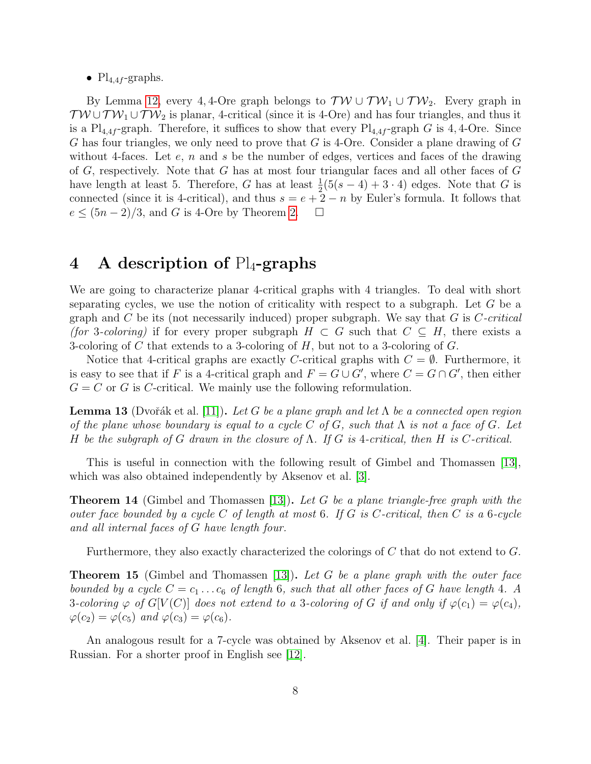- $\mathrm{Pl}_{4,4f}$-graphs.

By Lemma 12, every 4, 4-Ore graph belongs to $\mathcal{TW} \cup \mathcal{TW}_1 \cup \mathcal{TW}_2$. Every graph in $\mathcal{TW} \cup \mathcal{TW}_1 \cup \mathcal{TW}_2$ is planar, 4-critical (since it is 4-Ore) and has four triangles, and thus it is a $\mathrm{Pl}_{4,4f}$-graph. Therefore, it suffices to show that every $\mathrm{Pl}_{4,4f}$-graph $G$ is 4, 4-Ore. Since $G$ has four triangles, we only need to prove that $G$ is 4-Ore. Consider a plane drawing of $G$ without 4-faces. Let $e$, $n$ and $s$ be the number of edges, vertices and faces of the drawing of $G$, respectively. Note that $G$ has at most four triangular faces and all other faces of $G$ have length at least 5. Therefore, $G$ has at least $\frac{1}{2}(5(s-4)+3\cdot 4)$ edges. Note that $G$ is connected (since it is 4-critical), and thus $s = e + 2 - n$ by Euler's formula. It follows that $e \le (5n-2)/3$, and $G$ is 4-Ore by Theorem 2. $\square$

## 4 A description of $\mathrm{Pl}_4$-graphs

We are going to characterize planar 4-critical graphs with 4 triangles. To deal with short separating cycles, we use the notion of criticality with respect to a subgraph. Let $G$ be a graph and $C$ be its (not necessarily induced) proper subgraph. We say that $G$ is *$C$-critical (for 3-coloring)* if for every proper subgraph $H \subset G$ such that $C \subseteq H$, there exists a 3-coloring of $C$ that extends to a 3-coloring of $H$, but not to a 3-coloring of $G$.

Notice that 4-critical graphs are exactly $C$-critical graphs with $C = \emptyset$. Furthermore, it is easy to see that if $F$ is a 4-critical graph and $F = G \cup G'$, where $C = G \cap G'$, then either $G = C$ or $G$ is $C$-critical. We mainly use the following reformulation.

**Lemma 13** (Dvořák et al. [11]). *Let $G$ be a plane graph and let $\Lambda$ be a connected open region of the plane whose boundary is equal to a cycle $C$ of $G$, such that $\Lambda$ is not a face of $G$. Let $H$ be the subgraph of $G$ drawn in the closure of $\Lambda$. If $G$ is 4-critical, then $H$ is $C$-critical.*

This is useful in connection with the following result of Gimbel and Thomassen [13], which was also obtained independently by Aksenov et al. [3].

**Theorem 14** (Gimbel and Thomassen [13]). *Let $G$ be a plane triangle-free graph with the outer face bounded by a cycle $C$ of length at most 6. If $G$ is $C$-critical, then $C$ is a 6-cycle and all internal faces of $G$ have length four.*

Furthermore, they also exactly characterized the colorings of $C$ that do not extend to $G$.

**Theorem 15** (Gimbel and Thomassen [13]). *Let $G$ be a plane graph with the outer face bounded by a cycle $C = c_1 \ldots c_6$ of length 6, such that all other faces of $G$ have length 4. A 3-coloring $\varphi$ of $G[V(C)]$ does not extend to a 3-coloring of $G$ if and only if $\varphi(c_1) = \varphi(c_4)$, $\varphi(c_2) = \varphi(c_5)$ and $\varphi(c_3) = \varphi(c_6)$.*

An analogous result for a 7-cycle was obtained by Aksenov et al. [4]. Their paper is in Russian. For a shorter proof in English see [12].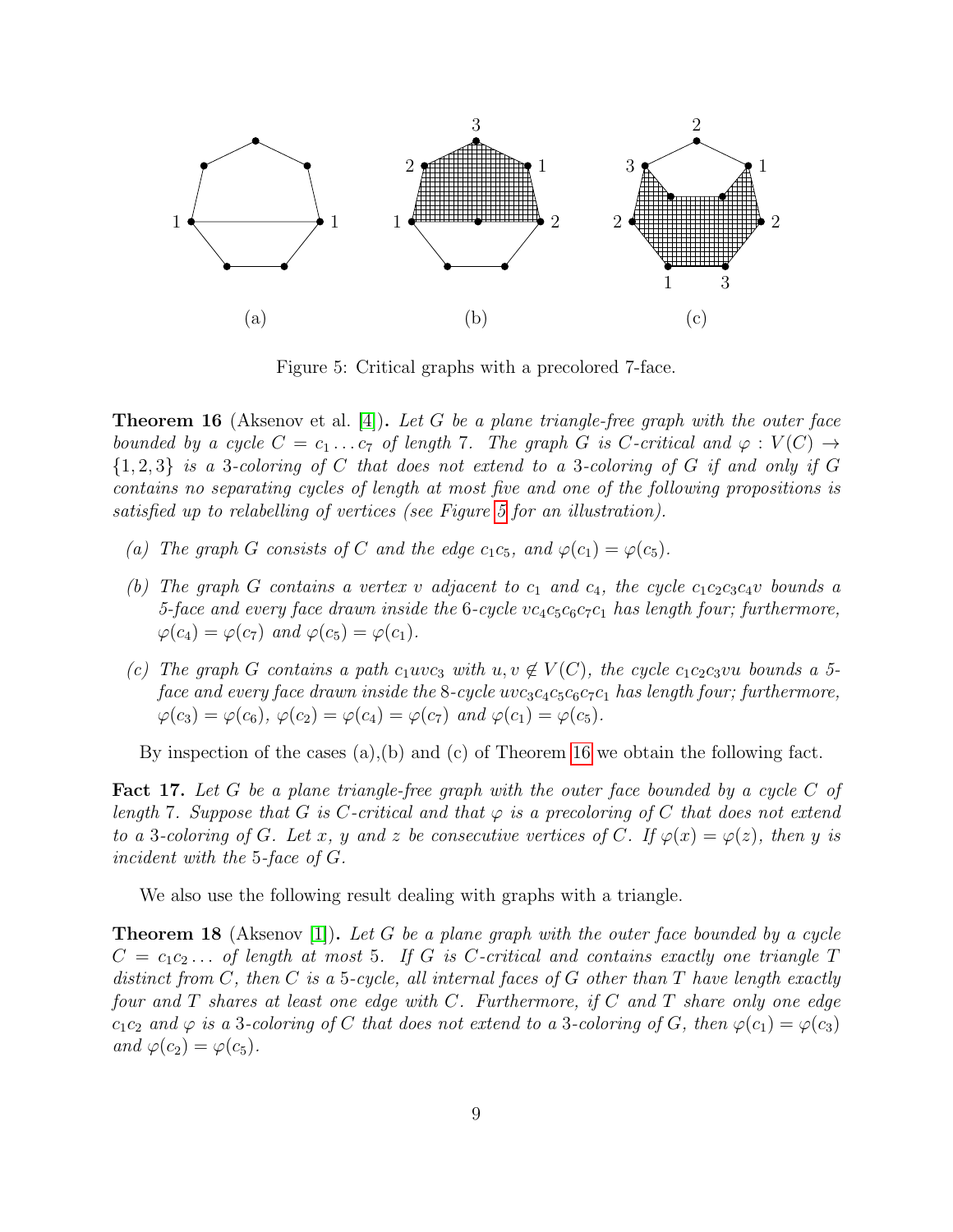Figure 5: Critical graphs with a precolored 7-face.

**Theorem 16** (Aksenov et al. [4]). *Let $G$ be a plane triangle-free graph with the outer face bounded by a cycle $C = c_1 \dots c_7$ of length 7. The graph $G$ is $C$-critical and $\varphi : V(C) \to \{1, 2, 3\}$ is a 3-coloring of $C$ that does not extend to a 3-coloring of $G$ if and only if $G$ contains no separating cycles of length at most five and one of the following propositions is satisfied up to relabelling of vertices (see Figure 5 for an illustration).*

- *(a) The graph $G$ consists of $C$ and the edge $c_1c_5$, and $\varphi(c_1) = \varphi(c_5)$.*
- *(b) The graph $G$ contains a vertex $v$ adjacent to $c_1$ and $c_4$, the cycle $c_1c_2c_3c_4v$ bounds a 5-face and every face drawn inside the 6-cycle $vc_4c_5c_6c_7c_1$ has length four; furthermore, $\varphi(c_4) = \varphi(c_7)$ and $\varphi(c_5) = \varphi(c_1)$.*
- *(c) The graph $G$ contains a path $c_1uvc_3$ with $u, v \notin V(C)$, the cycle $c_1c_2c_3vu$ bounds a 5-face and every face drawn inside the 8-cycle $uvc_3c_4c_5c_6c_7c_1$ has length four; furthermore, $\varphi(c_3) = \varphi(c_6)$, $\varphi(c_2) = \varphi(c_4) = \varphi(c_7)$ and $\varphi(c_1) = \varphi(c_5)$.*

By inspection of the cases (a),(b) and (c) of Theorem 16 we obtain the following fact.

**Fact 17.** *Let $G$ be a plane triangle-free graph with the outer face bounded by a cycle $C$ of length 7. Suppose that $G$ is $C$-critical and that $\varphi$ is a precoloring of $C$ that does not extend to a 3-coloring of $G$. Let $x$, $y$ and $z$ be consecutive vertices of $C$. If $\varphi(x) = \varphi(z)$, then $y$ is incident with the 5-face of $G$.*

We also use the following result dealing with graphs with a triangle.

**Theorem 18** (Aksenov [1]). *Let $G$ be a plane graph with the outer face bounded by a cycle $C = c_1c_2 \dots$ of length at most 5. If $G$ is $C$-critical and contains exactly one triangle $T$ distinct from $C$, then $C$ is a 5-cycle, all internal faces of $G$ other than $T$ have length exactly four and $T$ shares at least one edge with $C$. Furthermore, if $C$ and $T$ share only one edge $c_1c_2$ and $\varphi$ is a 3-coloring of $C$ that does not extend to a 3-coloring of $G$, then $\varphi(c_1) = \varphi(c_3)$ and $\varphi(c_2) = \varphi(c_5)$.*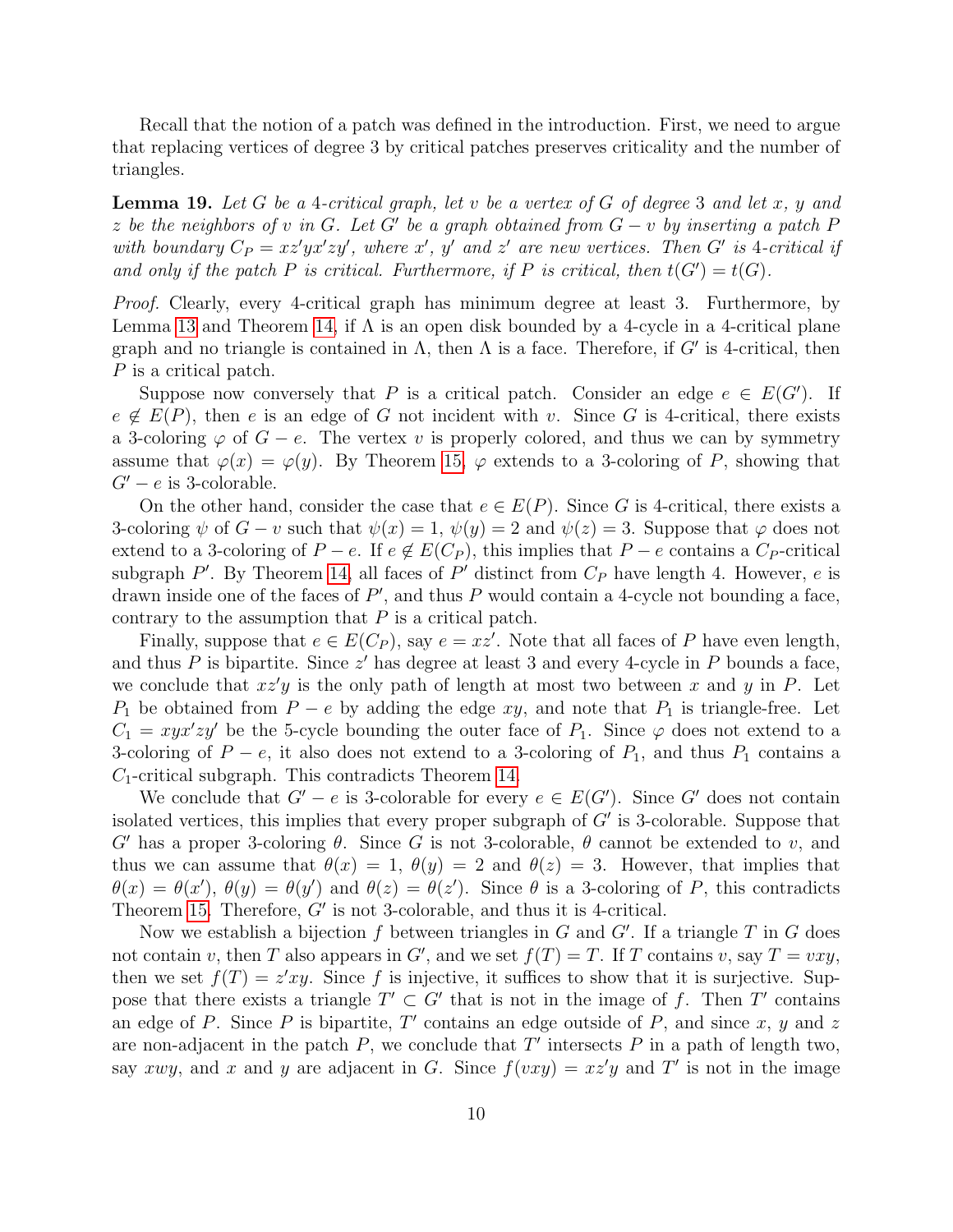Recall that the notion of a patch was defined in the introduction. First, we need to argue that replacing vertices of degree 3 by critical patches preserves criticality and the number of triangles.

**Lemma 19.** *Let $G$ be a 4-critical graph, let $v$ be a vertex of $G$ of degree 3 and let $x$, $y$ and $z$ be the neighbors of $v$ in $G$. Let $G'$ be a graph obtained from $G - v$ by inserting a patch $P$ with boundary $C_P = xz'yx'zy'$, where $x'$, $y'$ and $z'$ are new vertices. Then $G'$ is 4-critical if and only if the patch $P$ is critical. Furthermore, if $P$ is critical, then $t(G') = t(G)$.*

*Proof.* Clearly, every 4-critical graph has minimum degree at least 3. Furthermore, by Lemma 13 and Theorem 14, if $\Lambda$ is an open disk bounded by a 4-cycle in a 4-critical plane graph and no triangle is contained in $\Lambda$, then $\Lambda$ is a face. Therefore, if $G'$ is 4-critical, then $P$ is a critical patch.

Suppose now conversely that $P$ is a critical patch. Consider an edge $e \in E(G')$. If $e \notin E(P)$, then $e$ is an edge of $G$ not incident with $v$. Since $G$ is 4-critical, there exists a 3-coloring $\varphi$ of $G - e$. The vertex $v$ is properly colored, and thus we can by symmetry assume that $\varphi(x) = \varphi(y)$. By Theorem 15, $\varphi$ extends to a 3-coloring of $P$, showing that $G' - e$ is 3-colorable.

On the other hand, consider the case that $e \in E(P)$. Since $G$ is 4-critical, there exists a 3-coloring $\psi$ of $G - v$ such that $\psi(x) = 1$, $\psi(y) = 2$ and $\psi(z) = 3$. Suppose that $\varphi$ does not extend to a 3-coloring of $P - e$. If $e \notin E(C_P)$, this implies that $P - e$ contains a $C_P$-critical subgraph $P'$. By Theorem 14, all faces of $P'$ distinct from $C_P$ have length 4. However, $e$ is drawn inside one of the faces of $P'$, and thus $P$ would contain a 4-cycle not bounding a face, contrary to the assumption that $P$ is a critical patch.

Finally, suppose that $e \in E(C_P)$, say $e = xz'$. Note that all faces of $P$ have even length, and thus $P$ is bipartite. Since $z'$ has degree at least 3 and every 4-cycle in $P$ bounds a face, we conclude that $xz'y$ is the only path of length at most two between $x$ and $y$ in $P$. Let $P_1$ be obtained from $P - e$ by adding the edge $xy$, and note that $P_1$ is triangle-free. Let $C_1 = xyx'zy'$ be the 5-cycle bounding the outer face of $P_1$. Since $\varphi$ does not extend to a 3-coloring of $P - e$, it also does not extend to a 3-coloring of $P_1$, and thus $P_1$ contains a $C_1$-critical subgraph. This contradicts Theorem 14.

We conclude that $G' - e$ is 3-colorable for every $e \in E(G')$. Since $G'$ does not contain isolated vertices, this implies that every proper subgraph of $G'$ is 3-colorable. Suppose that $G'$ has a proper 3-coloring $\theta$. Since $G$ is not 3-colorable, $\theta$ cannot be extended to $v$, and thus we can assume that $\theta(x) = 1$, $\theta(y) = 2$ and $\theta(z) = 3$. However, that implies that $\theta(x) = \theta(x')$, $\theta(y) = \theta(y')$ and $\theta(z) = \theta(z')$. Since $\theta$ is a 3-coloring of $P$, this contradicts Theorem 15. Therefore, $G'$ is not 3-colorable, and thus it is 4-critical.

Now we establish a bijection $f$ between triangles in $G$ and $G'$. If a triangle $T$ in $G$ does not contain $v$, then $T$ also appears in $G'$, and we set $f(T) = T$. If $T$ contains $v$, say $T = vxy$, then we set $f(T) = z'xy$. Since $f$ is injective, it suffices to show that it is surjective. Suppose that there exists a triangle $T' \subset G'$ that is not in the image of $f$. Then $T'$ contains an edge of $P$. Since $P$ is bipartite, $T'$ contains an edge outside of $P$, and since $x$, $y$ and $z$ are non-adjacent in the patch $P$, we conclude that $T'$ intersects $P$ in a path of length two, say $xwy$, and $x$ and $y$ are adjacent in $G$. Since $f(vxy) = xz'y$ and $T'$ is not in the image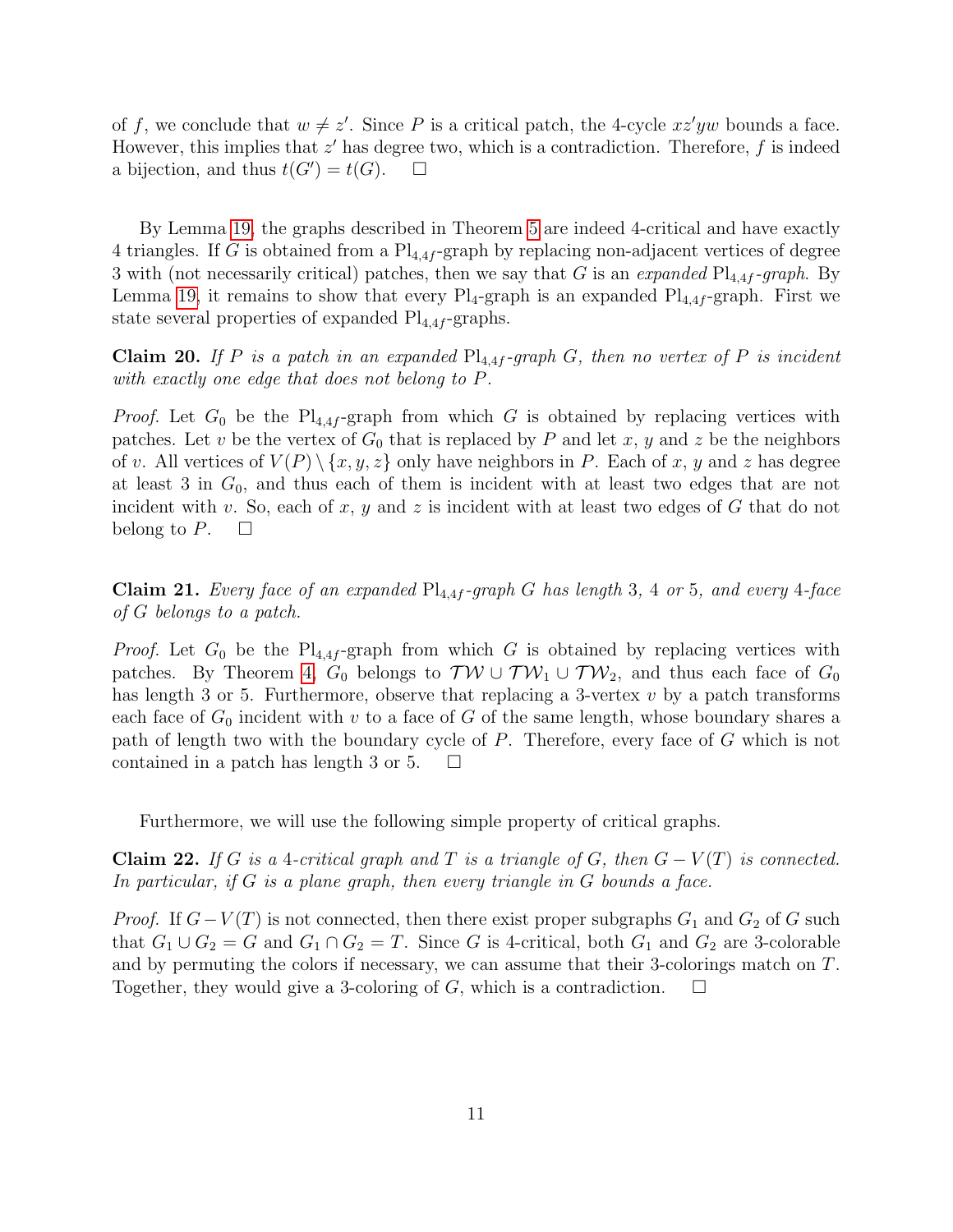of $f$, we conclude that $w \neq z'$. Since $P$ is a critical patch, the 4-cycle $xz'yw$ bounds a face. However, this implies that $z'$ has degree two, which is a contradiction. Therefore, $f$ is indeed a bijection, and thus $t(G') = t(G)$. $\square$

By Lemma 19, the graphs described in Theorem 5 are indeed 4-critical and have exactly 4 triangles. If $G$ is obtained from a $\mathrm{Pl}_{4,4f}$-graph by replacing non-adjacent vertices of degree 3 with (not necessarily critical) patches, then we say that $G$ is an *expanded* $\mathrm{Pl}_{4,4f}$*-graph*. By Lemma 19, it remains to show that every $\mathrm{Pl}_4$-graph is an expanded $\mathrm{Pl}_{4,4f}$-graph. First we state several properties of expanded $\mathrm{Pl}_{4,4f}$-graphs.

**Claim 20.** *If $P$ is a patch in an expanded $\mathrm{Pl}_{4,4f}$-graph $G$, then no vertex of $P$ is incident with exactly one edge that does not belong to $P$.*

*Proof.* Let $G_0$ be the $\mathrm{Pl}_{4,4f}$-graph from which $G$ is obtained by replacing vertices with patches. Let $v$ be the vertex of $G_0$ that is replaced by $P$ and let $x$, $y$ and $z$ be the neighbors of $v$. All vertices of $V(P) \setminus \{x, y, z\}$ only have neighbors in $P$. Each of $x$, $y$ and $z$ has degree at least 3 in $G_0$, and thus each of them is incident with at least two edges that are not incident with $v$. So, each of $x$, $y$ and $z$ is incident with at least two edges of $G$ that do not belong to $P$. $\square$

**Claim 21.** *Every face of an expanded $\mathrm{Pl}_{4,4f}$-graph $G$ has length 3, 4 or 5, and every 4-face of $G$ belongs to a patch.*

*Proof.* Let $G_0$ be the $\mathrm{Pl}_{4,4f}$-graph from which $G$ is obtained by replacing vertices with patches. By Theorem 4, $G_0$ belongs to $\mathcal{TW} \cup \mathcal{TW}_1 \cup \mathcal{TW}_2$, and thus each face of $G_0$ has length 3 or 5. Furthermore, observe that replacing a 3-vertex $v$ by a patch transforms each face of $G_0$ incident with $v$ to a face of $G$ of the same length, whose boundary shares a path of length two with the boundary cycle of $P$. Therefore, every face of $G$ which is not contained in a patch has length 3 or 5. $\square$

Furthermore, we will use the following simple property of critical graphs.

**Claim 22.** *If $G$ is a 4-critical graph and $T$ is a triangle of $G$, then $G - V(T)$ is connected. In particular, if $G$ is a plane graph, then every triangle in $G$ bounds a face.*

*Proof.* If $G - V(T)$ is not connected, then there exist proper subgraphs $G_1$ and $G_2$ of $G$ such that $G_1 \cup G_2 = G$ and $G_1 \cap G_2 = T$. Since $G$ is 4-critical, both $G_1$ and $G_2$ are 3-colorable and by permuting the colors if necessary, we can assume that their 3-colorings match on $T$. Together, they would give a 3-coloring of $G$, which is a contradiction. $\square$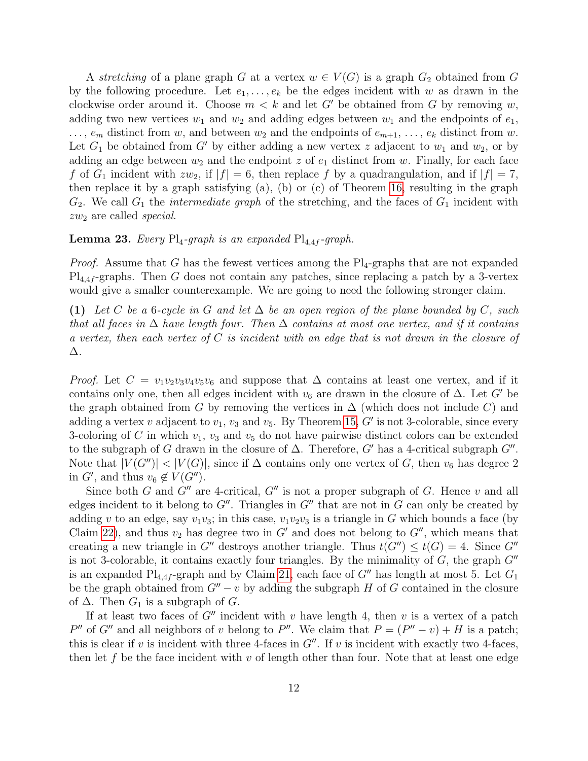A *stretching* of a plane graph $G$ at a vertex $w \in V(G)$ is a graph $G_2$ obtained from $G$ by the following procedure. Let $e_1, \ldots, e_k$ be the edges incident with $w$ as drawn in the clockwise order around it. Choose $m < k$ and let $G'$ be obtained from $G$ by removing $w$, adding two new vertices $w_1$ and $w_2$ and adding edges between $w_1$ and the endpoints of $e_1$, $\ldots$, $e_m$ distinct from $w$, and between $w_2$ and the endpoints of $e_{m+1}$, $\ldots$, $e_k$ distinct from $w$. Let $G_1$ be obtained from $G'$ by either adding a new vertex $z$ adjacent to $w_1$ and $w_2$, or by adding an edge between $w_2$ and the endpoint $z$ of $e_1$ distinct from $w$. Finally, for each face $f$ of $G_1$ incident with $zw_2$, if $|f| = 6$, then replace $f$ by a quadrangulation, and if $|f| = 7$, then replace it by a graph satisfying (a), (b) or (c) of Theorem 16, resulting in the graph $G_2$. We call $G_1$ the *intermediate graph* of the stretching, and the faces of $G_1$ incident with $zw_2$ are called *special*.

**Lemma 23.** *Every* $\mathrm{Pl}_4$*-graph is an expanded* $\mathrm{Pl}_{4,4f}$*-graph.*

*Proof.* Assume that $G$ has the fewest vertices among the $\mathrm{Pl}_4$-graphs that are not expanded $\mathrm{Pl}_{4,4f}$-graphs. Then $G$ does not contain any patches, since replacing a patch by a 3-vertex would give a smaller counterexample. We are going to need the following stronger claim.

**(1)** *Let $C$ be a 6-cycle in $G$ and let $\Delta$ be an open region of the plane bounded by $C$, such that all faces in $\Delta$ have length four. Then $\Delta$ contains at most one vertex, and if it contains a vertex, then each vertex of $C$ is incident with an edge that is not drawn in the closure of $\Delta$.*

*Proof.* Let $C = v_1v_2v_3v_4v_5v_6$ and suppose that $\Delta$ contains at least one vertex, and if it contains only one, then all edges incident with $v_6$ are drawn in the closure of $\Delta$. Let $G'$ be the graph obtained from $G$ by removing the vertices in $\Delta$ (which does not include $C$) and adding a vertex $v$ adjacent to $v_1$, $v_3$ and $v_5$. By Theorem 15, $G'$ is not 3-colorable, since every 3-coloring of $C$ in which $v_1$, $v_3$ and $v_5$ do not have pairwise distinct colors can be extended to the subgraph of $G$ drawn in the closure of $\Delta$. Therefore, $G'$ has a 4-critical subgraph $G''$. Note that $|V(G'')| < |V(G)|$, since if $\Delta$ contains only one vertex of $G$, then $v_6$ has degree 2 in $G'$, and thus $v_6 \notin V(G'')$.

Since both $G$ and $G''$ are 4-critical, $G''$ is not a proper subgraph of $G$. Hence $v$ and all edges incident to it belong to $G''$. Triangles in $G''$ that are not in $G$ can only be created by adding $v$ to an edge, say $v_1v_3$; in this case, $v_1v_2v_3$ is a triangle in $G$ which bounds a face (by Claim 22), and thus $v_2$ has degree two in $G'$ and does not belong to $G''$, which means that creating a new triangle in $G''$ destroys another triangle. Thus $t(G'') \le t(G) = 4$. Since $G''$ is not 3-colorable, it contains exactly four triangles. By the minimality of $G$, the graph $G''$ is an expanded $\mathrm{Pl}_{4,4f}$-graph and by Claim 21, each face of $G''$ has length at most 5. Let $G_1$ be the graph obtained from $G'' - v$ by adding the subgraph $H$ of $G$ contained in the closure of $\Delta$. Then $G_1$ is a subgraph of $G$.

If at least two faces of $G''$ incident with $v$ have length 4, then $v$ is a vertex of a patch $P''$ of $G''$ and all neighbors of $v$ belong to $P''$. We claim that $P = (P'' - v) + H$ is a patch; this is clear if $v$ is incident with three 4-faces in $G''$. If $v$ is incident with exactly two 4-faces, then let $f$ be the face incident with $v$ of length other than four. Note that at least one edge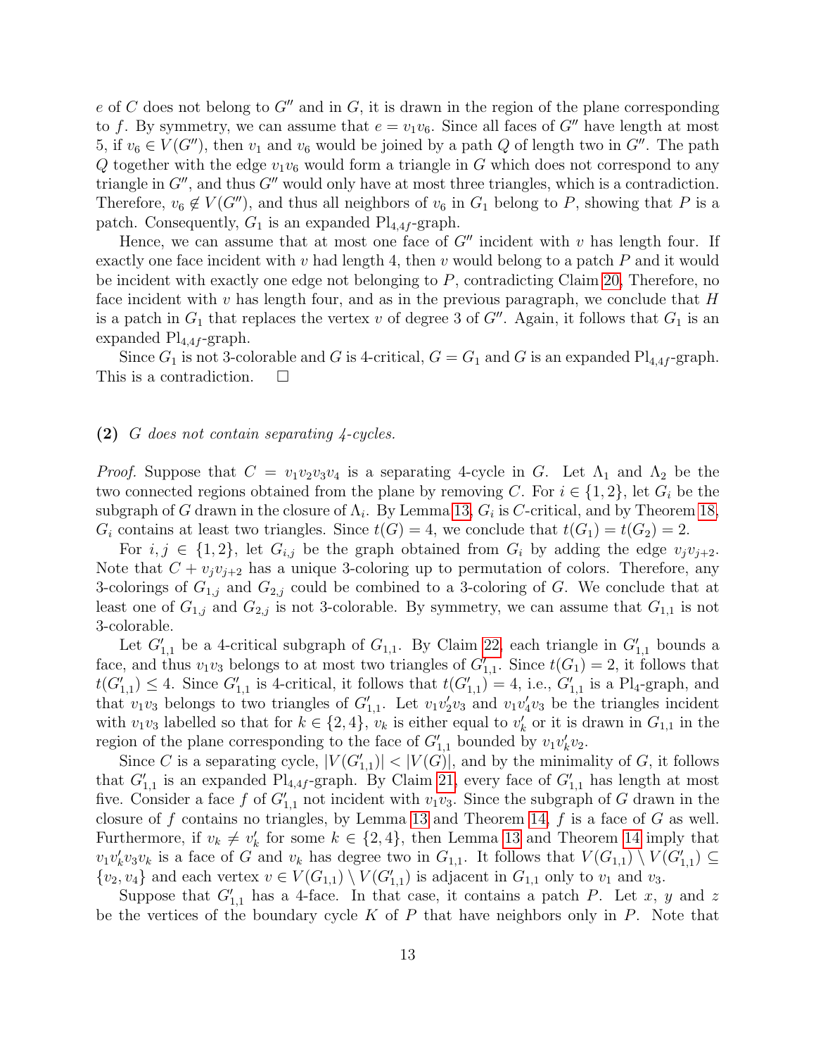$e$ of $C$ does not belong to $G''$ and in $G$, it is drawn in the region of the plane corresponding to $f$. By symmetry, we can assume that $e = v_1v_6$. Since all faces of $G''$ have length at most 5, if $v_6 \in V(G'')$, then $v_1$ and $v_6$ would be joined by a path $Q$ of length two in $G''$. The path $Q$ together with the edge $v_1v_6$ would form a triangle in $G$ which does not correspond to any triangle in $G''$, and thus $G''$ would only have at most three triangles, which is a contradiction. Therefore, $v_6 \notin V(G'')$, and thus all neighbors of $v_6$ in $G_1$ belong to $P$, showing that $P$ is a patch. Consequently, $G_1$ is an expanded $\mathrm{Pl}_{4,4f}$-graph.

Hence, we can assume that at most one face of $G''$ incident with $v$ has length four. If exactly one face incident with $v$ had length 4, then $v$ would belong to a patch $P$ and it would be incident with exactly one edge not belonging to $P$, contradicting Claim 20. Therefore, no face incident with $v$ has length four, and as in the previous paragraph, we conclude that $H$ is a patch in $G_1$ that replaces the vertex $v$ of degree 3 of $G''$. Again, it follows that $G_1$ is an expanded $\mathrm{Pl}_{4,4f}$-graph.

Since $G_1$ is not 3-colorable and $G$ is 4-critical, $G = G_1$ and $G$ is an expanded $\mathrm{Pl}_{4,4f}$-graph. This is a contradiction. $\square$

**(2)** *$G$ does not contain separating 4-cycles.*

*Proof.* Suppose that $C = v_1v_2v_3v_4$ is a separating 4-cycle in $G$. Let $\Lambda_1$ and $\Lambda_2$ be the two connected regions obtained from the plane by removing $C$. For $i \in \{1, 2\}$, let $G_i$ be the subgraph of $G$ drawn in the closure of $\Lambda_i$. By Lemma 13, $G_i$ is $C$-critical, and by Theorem 18, $G_i$ contains at least two triangles. Since $t(G) = 4$, we conclude that $t(G_1) = t(G_2) = 2$.

For $i, j \in \{1, 2\}$, let $G_{i,j}$ be the graph obtained from $G_i$ by adding the edge $v_jv_{j+2}$. Note that $C + v_jv_{j+2}$ has a unique 3-coloring up to permutation of colors. Therefore, any 3-colorings of $G_{1,j}$ and $G_{2,j}$ could be combined to a 3-coloring of $G$. We conclude that at least one of $G_{1,j}$ and $G_{2,j}$ is not 3-colorable. By symmetry, we can assume that $G_{1,1}$ is not 3-colorable.

Let $G'_{1,1}$ be a 4-critical subgraph of $G_{1,1}$. By Claim 22, each triangle in $G'_{1,1}$ bounds a face, and thus $v_1v_3$ belongs to at most two triangles of $G'_{1,1}$. Since $t(G_1) = 2$, it follows that $t(G'_{1,1}) \le 4$. Since $G'_{1,1}$ is 4-critical, it follows that $t(G'_{1,1}) = 4$, i.e., $G'_{1,1}$ is a $\mathrm{Pl}_4$-graph, and that $v_1v_3$ belongs to two triangles of $G'_{1,1}$. Let $v_1v'_2v_3$ and $v_1v'_4v_3$ be the triangles incident with $v_1v_3$ labelled so that for $k \in \{2, 4\}$, $v_k$ is either equal to $v'_k$ or it is drawn in $G_{1,1}$ in the region of the plane corresponding to the face of $G'_{1,1}$ bounded by $v_1v'_kv_2$.

Since $C$ is a separating cycle, $|V(G'_{1,1})| < |V(G)|$, and by the minimality of $G$, it follows that $G'_{1,1}$ is an expanded $\mathrm{Pl}_{4,4f}$-graph. By Claim 21, every face of $G'_{1,1}$ has length at most five. Consider a face $f$ of $G'_{1,1}$ not incident with $v_1v_3$. Since the subgraph of $G$ drawn in the closure of $f$ contains no triangles, by Lemma 13 and Theorem 14, $f$ is a face of $G$ as well. Furthermore, if $v_k \neq v'_k$ for some $k \in \{2, 4\}$, then Lemma 13 and Theorem 14 imply that $v_1v'_kv_3v_k$ is a face of $G$ and $v_k$ has degree two in $G_{1,1}$. It follows that $V(G_{1,1}) \setminus V(G'_{1,1}) \subseteq \{v_2, v_4\}$ and each vertex $v \in V(G_{1,1}) \setminus V(G'_{1,1})$ is adjacent in $G_{1,1}$ only to $v_1$ and $v_3$.

Suppose that $G'_{1,1}$ has a 4-face. In that case, it contains a patch $P$. Let $x$, $y$ and $z$ be the vertices of the boundary cycle $K$ of $P$ that have neighbors only in $P$. Note that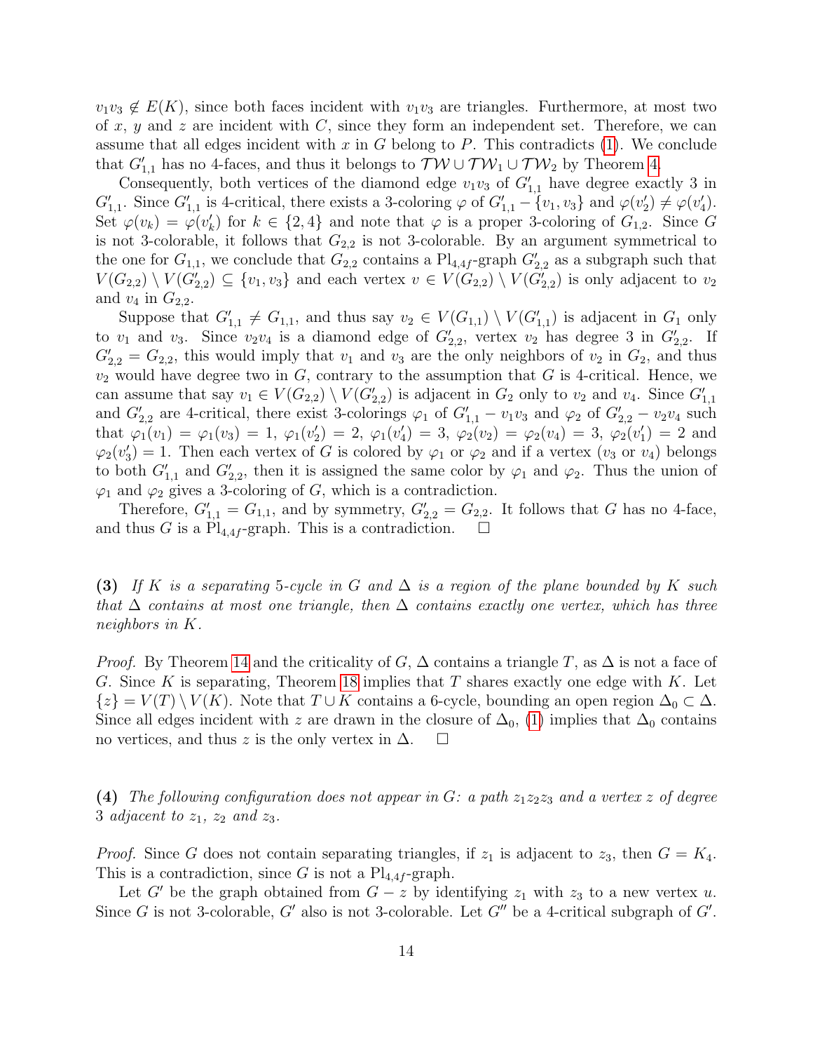$v_1v_3 \notin E(K)$, since both faces incident with $v_1v_3$ are triangles. Furthermore, at most two of $x$, $y$ and $z$ are incident with $C$, since they form an independent set. Therefore, we can assume that all edges incident with $x$ in $G$ belong to $P$. This contradicts (1). We conclude that $G'_{1,1}$ has no 4-faces, and thus it belongs to $\mathcal{TW} \cup \mathcal{TW}_1 \cup \mathcal{TW}_2$ by Theorem 4.

Consequently, both vertices of the diamond edge $v_1v_3$ of $G'_{1,1}$ have degree exactly 3 in $G'_{1,1}$. Since $G'_{1,1}$ is 4-critical, there exists a 3-coloring $\varphi$ of $G'_{1,1} - \{v_1, v_3\}$ and $\varphi(v'_2) \neq \varphi(v'_4)$. Set $\varphi(v_k) = \varphi(v'_k)$ for $k \in \{2, 4\}$ and note that $\varphi$ is a proper 3-coloring of $G_{1,2}$. Since $G$ is not 3-colorable, it follows that $G_{2,2}$ is not 3-colorable. By an argument symmetrical to the one for $G_{1,1}$, we conclude that $G_{2,2}$ contains a $\mathrm{Pl}_{4,4f}$-graph $G'_{2,2}$ as a subgraph such that $V(G_{2,2}) \setminus V(G'_{2,2}) \subseteq \{v_1, v_3\}$ and each vertex $v \in V(G_{2,2}) \setminus V(G'_{2,2})$ is only adjacent to $v_2$ and $v_4$ in $G_{2,2}$.

Suppose that $G'_{1,1} \neq G_{1,1}$, and thus say $v_2 \in V(G_{1,1}) \setminus V(G'_{1,1})$ is adjacent in $G_1$ only to $v_1$ and $v_3$. Since $v_2v_4$ is a diamond edge of $G'_{2,2}$, vertex $v_2$ has degree 3 in $G'_{2,2}$. If $G'_{2,2} = G_{2,2}$, this would imply that $v_1$ and $v_3$ are the only neighbors of $v_2$ in $G_2$, and thus $v_2$ would have degree two in $G$, contrary to the assumption that $G$ is 4-critical. Hence, we can assume that say $v_1 \in V(G_{2,2}) \setminus V(G'_{2,2})$ is adjacent in $G_2$ only to $v_2$ and $v_4$. Since $G'_{1,1}$ and $G'_{2,2}$ are 4-critical, there exist 3-colorings $\varphi_1$ of $G'_{1,1} - v_1v_3$ and $\varphi_2$ of $G'_{2,2} - v_2v_4$ such that $\varphi_1(v_1) = \varphi_1(v_3) = 1$, $\varphi_1(v'_2) = 2$, $\varphi_1(v'_4) = 3$, $\varphi_2(v_2) = \varphi_2(v_4) = 3$, $\varphi_2(v'_1) = 2$ and $\varphi_2(v'_3) = 1$. Then each vertex of $G$ is colored by $\varphi_1$ or $\varphi_2$ and if a vertex ($v_3$ or $v_4$) belongs to both $G'_{1,1}$ and $G'_{2,2}$, then it is assigned the same color by $\varphi_1$ and $\varphi_2$. Thus the union of $\varphi_1$ and $\varphi_2$ gives a 3-coloring of $G$, which is a contradiction.

Therefore, $G'_{1,1} = G_{1,1}$, and by symmetry, $G'_{2,2} = G_{2,2}$. It follows that $G$ has no 4-face, and thus $G$ is a $\mathrm{Pl}_{4,4f}$-graph. This is a contradiction. □

**(3)** *If $K$ is a separating 5-cycle in $G$ and $\Delta$ is a region of the plane bounded by $K$ such that $\Delta$ contains at most one triangle, then $\Delta$ contains exactly one vertex, which has three neighbors in $K$.*

*Proof.* By Theorem 14 and the criticality of $G$, $\Delta$ contains a triangle $T$, as $\Delta$ is not a face of $G$. Since $K$ is separating, Theorem 18 implies that $T$ shares exactly one edge with $K$. Let $\{z\} = V(T) \setminus V(K)$. Note that $T \cup K$ contains a 6-cycle, bounding an open region $\Delta_0 \subset \Delta$. Since all edges incident with $z$ are drawn in the closure of $\Delta_0$, (1) implies that $\Delta_0$ contains no vertices, and thus $z$ is the only vertex in $\Delta$. □

**(4)** *The following configuration does not appear in $G$: a path $z_1z_2z_3$ and a vertex $z$ of degree 3 adjacent to $z_1$, $z_2$ and $z_3$.*

*Proof.* Since $G$ does not contain separating triangles, if $z_1$ is adjacent to $z_3$, then $G = K_4$. This is a contradiction, since $G$ is not a $\mathrm{Pl}_{4,4f}$-graph.

Let $G'$ be the graph obtained from $G - z$ by identifying $z_1$ with $z_3$ to a new vertex $u$. Since $G$ is not 3-colorable, $G'$ also is not 3-colorable. Let $G''$ be a 4-critical subgraph of $G'$.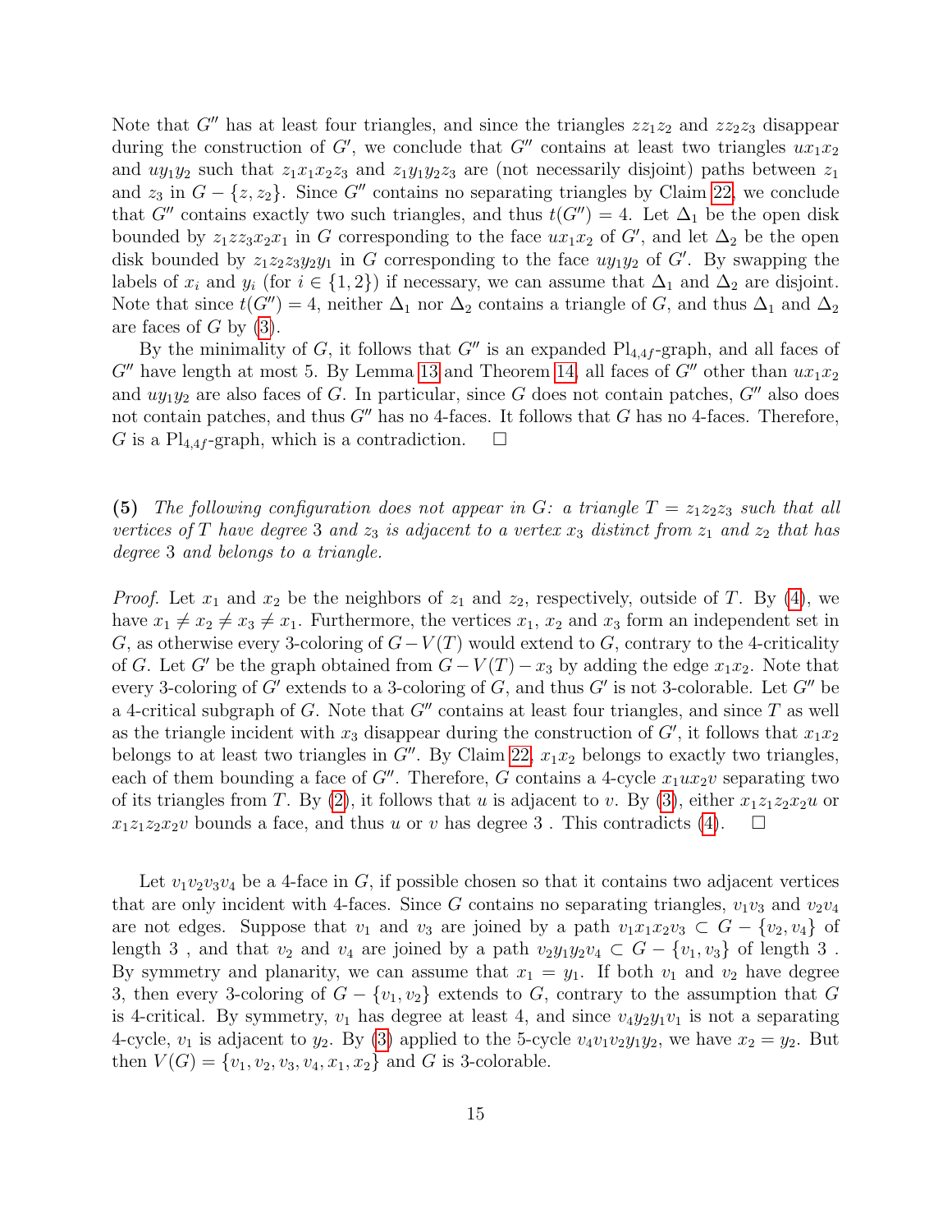Note that $G''$ has at least four triangles, and since the triangles $zz_1z_2$ and $zz_2z_3$ disappear during the construction of $G'$, we conclude that $G''$ contains at least two triangles $ux_1x_2$ and $uy_1y_2$ such that $z_1x_1x_2z_3$ and $z_1y_1y_2z_3$ are (not necessarily disjoint) paths between $z_1$ and $z_3$ in $G - \{z, z_2\}$. Since $G''$ contains no separating triangles by Claim 22, we conclude that $G''$ contains exactly two such triangles, and thus $t(G'') = 4$. Let $\Delta_1$ be the open disk bounded by $z_1zz_3x_2x_1$ in $G$ corresponding to the face $ux_1x_2$ of $G'$, and let $\Delta_2$ be the open disk bounded by $z_1z_2z_3y_2y_1$ in $G$ corresponding to the face $uy_1y_2$ of $G'$. By swapping the labels of $x_i$ and $y_i$ (for $i \in \{1, 2\}$) if necessary, we can assume that $\Delta_1$ and $\Delta_2$ are disjoint. Note that since $t(G'') = 4$, neither $\Delta_1$ nor $\Delta_2$ contains a triangle of $G$, and thus $\Delta_1$ and $\Delta_2$ are faces of $G$ by (3).

By the minimality of $G$, it follows that $G''$ is an expanded $\mathrm{Pl}_{4,4f}$-graph, and all faces of $G''$ have length at most 5. By Lemma 13 and Theorem 14, all faces of $G''$ other than $ux_1x_2$ and $uy_1y_2$ are also faces of $G$. In particular, since $G$ does not contain patches, $G''$ also does not contain patches, and thus $G''$ has no 4-faces. It follows that $G$ has no 4-faces. Therefore, $G$ is a $\mathrm{Pl}_{4,4f}$-graph, which is a contradiction. □

**(5)** *The following configuration does not appear in $G$: a triangle $T = z_1z_2z_3$ such that all vertices of $T$ have degree 3 and $z_3$ is adjacent to a vertex $x_3$ distinct from $z_1$ and $z_2$ that has degree 3 and belongs to a triangle.*

*Proof.* Let $x_1$ and $x_2$ be the neighbors of $z_1$ and $z_2$, respectively, outside of $T$. By (4), we have $x_1 \neq x_2 \neq x_3 \neq x_1$. Furthermore, the vertices $x_1$, $x_2$ and $x_3$ form an independent set in $G$, as otherwise every 3-coloring of $G - V(T)$ would extend to $G$, contrary to the 4-criticality of $G$. Let $G'$ be the graph obtained from $G - V(T) - x_3$ by adding the edge $x_1x_2$. Note that every 3-coloring of $G'$ extends to a 3-coloring of $G$, and thus $G'$ is not 3-colorable. Let $G''$ be a 4-critical subgraph of $G$. Note that $G''$ contains at least four triangles, and since $T$ as well as the triangle incident with $x_3$ disappear during the construction of $G'$, it follows that $x_1x_2$ belongs to at least two triangles in $G''$. By Claim 22, $x_1x_2$ belongs to exactly two triangles, each of them bounding a face of $G''$. Therefore, $G$ contains a 4-cycle $x_1ux_2v$ separating two of its triangles from $T$. By (2), it follows that $u$ is adjacent to $v$. By (3), either $x_1z_1z_2x_2u$ or $x_1z_1z_2x_2v$ bounds a face, and thus $u$ or $v$ has degree 3 . This contradicts (4). □

Let $v_1v_2v_3v_4$ be a 4-face in $G$, if possible chosen so that it contains two adjacent vertices that are only incident with 4-faces. Since $G$ contains no separating triangles, $v_1v_3$ and $v_2v_4$ are not edges. Suppose that $v_1$ and $v_3$ are joined by a path $v_1x_1x_2v_3 \subset G - \{v_2, v_4\}$ of length 3 , and that $v_2$ and $v_4$ are joined by a path $v_2y_1y_2v_4 \subset G - \{v_1, v_3\}$ of length 3 . By symmetry and planarity, we can assume that $x_1 = y_1$. If both $v_1$ and $v_2$ have degree 3, then every 3-coloring of $G - \{v_1, v_2\}$ extends to $G$, contrary to the assumption that $G$ is 4-critical. By symmetry, $v_1$ has degree at least 4, and since $v_4y_2y_1v_1$ is not a separating 4-cycle, $v_1$ is adjacent to $y_2$. By (3) applied to the 5-cycle $v_4v_1v_2y_1y_2$, we have $x_2 = y_2$. But then $V(G) = \{v_1, v_2, v_3, v_4, x_1, x_2\}$ and $G$ is 3-colorable.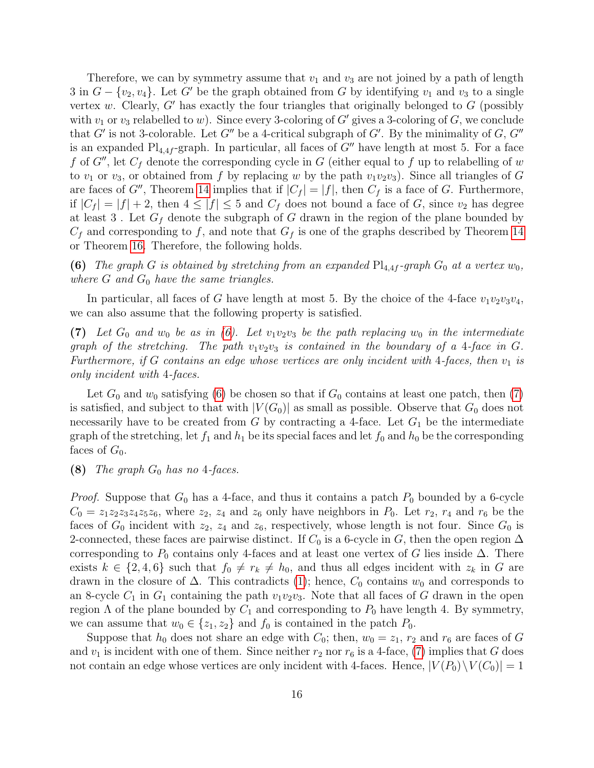Therefore, we can by symmetry assume that $v_1$ and $v_3$ are not joined by a path of length 3 in $G - \{v_2, v_4\}$. Let $G'$ be the graph obtained from $G$ by identifying $v_1$ and $v_3$ to a single vertex $w$. Clearly, $G'$ has exactly the four triangles that originally belonged to $G$ (possibly with $v_1$ or $v_3$ relabelled to $w$). Since every 3-coloring of $G'$ gives a 3-coloring of $G$, we conclude that $G'$ is not 3-colorable. Let $G''$ be a 4-critical subgraph of $G'$. By the minimality of $G$, $G''$ is an expanded $\mathrm{Pl}_{4,4f}$-graph. In particular, all faces of $G''$ have length at most 5. For a face $f$ of $G''$, let $C_f$ denote the corresponding cycle in $G$ (either equal to $f$ up to relabelling of $w$ to $v_1$ or $v_3$, or obtained from $f$ by replacing $w$ by the path $v_1v_2v_3$). Since all triangles of $G$ are faces of $G''$, Theorem 14 implies that if $|C_f| = |f|$, then $C_f$ is a face of $G$. Furthermore, if $|C_f| = |f| + 2$, then $4 \le |f| \le 5$ and $C_f$ does not bound a face of $G$, since $v_2$ has degree at least 3 . Let $G_f$ denote the subgraph of $G$ drawn in the region of the plane bounded by $C_f$ and corresponding to $f$, and note that $G_f$ is one of the graphs described by Theorem 14 or Theorem 16. Therefore, the following holds.

**(6)** *The graph $G$ is obtained by stretching from an expanded $\mathrm{Pl}_{4,4f}$-graph $G_0$ at a vertex $w_0$, where $G$ and $G_0$ have the same triangles.*

In particular, all faces of $G$ have length at most 5. By the choice of the 4-face $v_1v_2v_3v_4$, we can also assume that the following property is satisfied.

**(7)** *Let $G_0$ and $w_0$ be as in (6). Let $v_1v_2v_3$ be the path replacing $w_0$ in the intermediate graph of the stretching. The path $v_1v_2v_3$ is contained in the boundary of a 4-face in $G$. Furthermore, if $G$ contains an edge whose vertices are only incident with 4-faces, then $v_1$ is only incident with 4-faces.*

Let $G_0$ and $w_0$ satisfying (6) be chosen so that if $G_0$ contains at least one patch, then (7) is satisfied, and subject to that with $|V(G_0)|$ as small as possible. Observe that $G_0$ does not necessarily have to be created from $G$ by contracting a 4-face. Let $G_1$ be the intermediate graph of the stretching, let $f_1$ and $h_1$ be its special faces and let $f_0$ and $h_0$ be the corresponding faces of $G_0$.

**(8)** *The graph $G_0$ has no 4-faces.*

*Proof.* Suppose that $G_0$ has a 4-face, and thus it contains a patch $P_0$ bounded by a 6-cycle $C_0 = z_1z_2z_3z_4z_5z_6$, where $z_2$, $z_4$ and $z_6$ only have neighbors in $P_0$. Let $r_2$, $r_4$ and $r_6$ be the faces of $G_0$ incident with $z_2$, $z_4$ and $z_6$, respectively, whose length is not four. Since $G_0$ is 2-connected, these faces are pairwise distinct. If $C_0$ is a 6-cycle in $G$, then the open region $\Delta$ corresponding to $P_0$ contains only 4-faces and at least one vertex of $G$ lies inside $\Delta$. There exists $k \in \{2, 4, 6\}$ such that $f_0 \ne r_k \ne h_0$, and thus all edges incident with $z_k$ in $G$ are drawn in the closure of $\Delta$. This contradicts (1); hence, $C_0$ contains $w_0$ and corresponds to an 8-cycle $C_1$ in $G_1$ containing the path $v_1v_2v_3$. Note that all faces of $G$ drawn in the open region $\Lambda$ of the plane bounded by $C_1$ and corresponding to $P_0$ have length 4. By symmetry, we can assume that $w_0 \in \{z_1, z_2\}$ and $f_0$ is contained in the patch $P_0$.

Suppose that $h_0$ does not share an edge with $C_0$; then, $w_0 = z_1$, $r_2$ and $r_6$ are faces of $G$ and $v_1$ is incident with one of them. Since neither $r_2$ nor $r_6$ is a 4-face, (7) implies that $G$ does not contain an edge whose vertices are only incident with 4-faces. Hence, $|V(P_0) \setminus V(C_0)| = 1$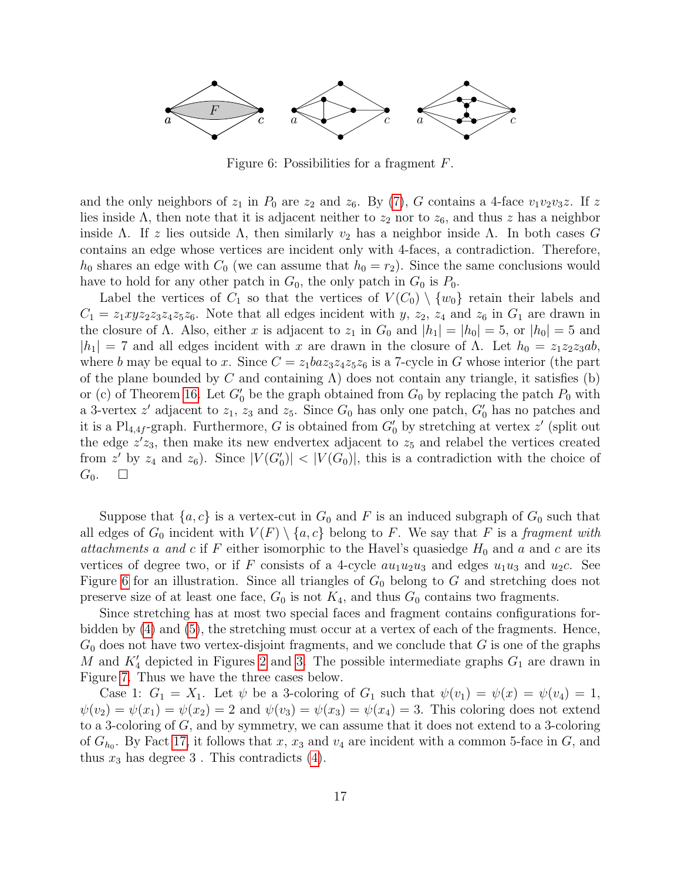Figure 6: Possibilities for a fragment $F$.

and the only neighbors of $z_1$ in $P_0$ are $z_2$ and $z_6$. By (7), $G$ contains a 4-face $v_1v_2v_3z$. If $z$ lies inside $\Lambda$, then note that it is adjacent neither to $z_2$ nor to $z_6$, and thus $z$ has a neighbor inside $\Lambda$. If $z$ lies outside $\Lambda$, then similarly $v_2$ has a neighbor inside $\Lambda$. In both cases $G$ contains an edge whose vertices are incident only with 4-faces, a contradiction. Therefore, $h_0$ shares an edge with $C_0$ (we can assume that $h_0 = r_2$). Since the same conclusions would have to hold for any other patch in $G_0$, the only patch in $G_0$ is $P_0$.

Label the vertices of $C_1$ so that the vertices of $V(C_0) \setminus \{w_0\}$ retain their labels and $C_1 = z_1xyz_2z_3z_4z_5z_6$. Note that all edges incident with $y$, $z_2$, $z_4$ and $z_6$ in $G_1$ are drawn in the closure of $\Lambda$. Also, either $x$ is adjacent to $z_1$ in $G_0$ and $|h_1| = |h_0| = 5$, or $|h_0| = 5$ and $|h_1| = 7$ and all edges incident with $x$ are drawn in the closure of $\Lambda$. Let $h_0 = z_1z_2z_3ab$, where $b$ may be equal to $x$. Since $C = z_1baz_3z_4z_5z_6$ is a 7-cycle in $G$ whose interior (the part of the plane bounded by $C$ and containing $\Lambda$) does not contain any triangle, it satisfies (b) or (c) of Theorem 16. Let $G_0'$ be the graph obtained from $G_0$ by replacing the patch $P_0$ with a 3-vertex $z'$ adjacent to $z_1$, $z_3$ and $z_5$. Since $G_0$ has only one patch, $G_0'$ has no patches and it is a $\mathrm{Pl}_{4,4f}$-graph. Furthermore, $G$ is obtained from $G_0'$ by stretching at vertex $z'$ (split out the edge $z'z_3$, then make its new endvertex adjacent to $z_5$ and relabel the vertices created from $z'$ by $z_4$ and $z_6$). Since $|V(G_0')| < |V(G_0)|$, this is a contradiction with the choice of $G_0$. $\square$

Suppose that $\{a, c\}$ is a vertex-cut in $G_0$ and $F$ is an induced subgraph of $G_0$ such that all edges of $G_0$ incident with $V(F) \setminus \{a, c\}$ belong to $F$. We say that $F$ is a *fragment with attachments $a$ and $c$* if $F$ either isomorphic to the Havel's quasiedge $H_0$ and $a$ and $c$ are its vertices of degree two, or if $F$ consists of a 4-cycle $au_1u_2u_3$ and edges $u_1u_3$ and $u_2c$. See Figure 6 for an illustration. Since all triangles of $G_0$ belong to $G$ and stretching does not preserve size of at least one face, $G_0$ is not $K_4$, and thus $G_0$ contains two fragments.

Since stretching has at most two special faces and fragment contains configurations forbidden by (4) and (5), the stretching must occur at a vertex of each of the fragments. Hence, $G_0$ does not have two vertex-disjoint fragments, and we conclude that $G$ is one of the graphs $M$ and $K_4'$ depicted in Figures 2 and 3. The possible intermediate graphs $G_1$ are drawn in Figure 7. Thus we have the three cases below.

Case 1: $G_1 = X_1$. Let $\psi$ be a 3-coloring of $G_1$ such that $\psi(v_1) = \psi(x) = \psi(v_4) = 1$, $\psi(v_2) = \psi(x_1) = \psi(x_2) = 2$ and $\psi(v_3) = \psi(x_3) = \psi(x_4) = 3$. This coloring does not extend to a 3-coloring of $G$, and by symmetry, we can assume that it does not extend to a 3-coloring of $G_{h_0}$. By Fact 17, it follows that $x$, $x_3$ and $v_4$ are incident with a common 5-face in $G$, and thus $x_3$ has degree 3 . This contradicts (4).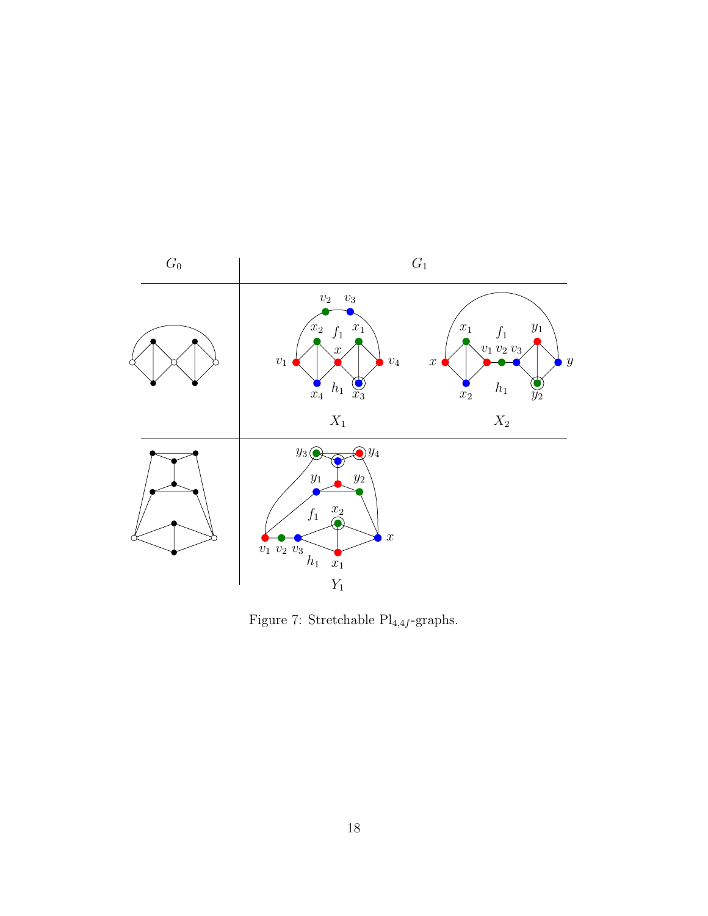| $G_0$ | $G_1$ | |
|---|---|---|
| | $X_1$ | $X_2$ |
| | $Y_1$ | |

Figure 7: Stretchable $\mathrm{Pl}_{4,4f}$-graphs.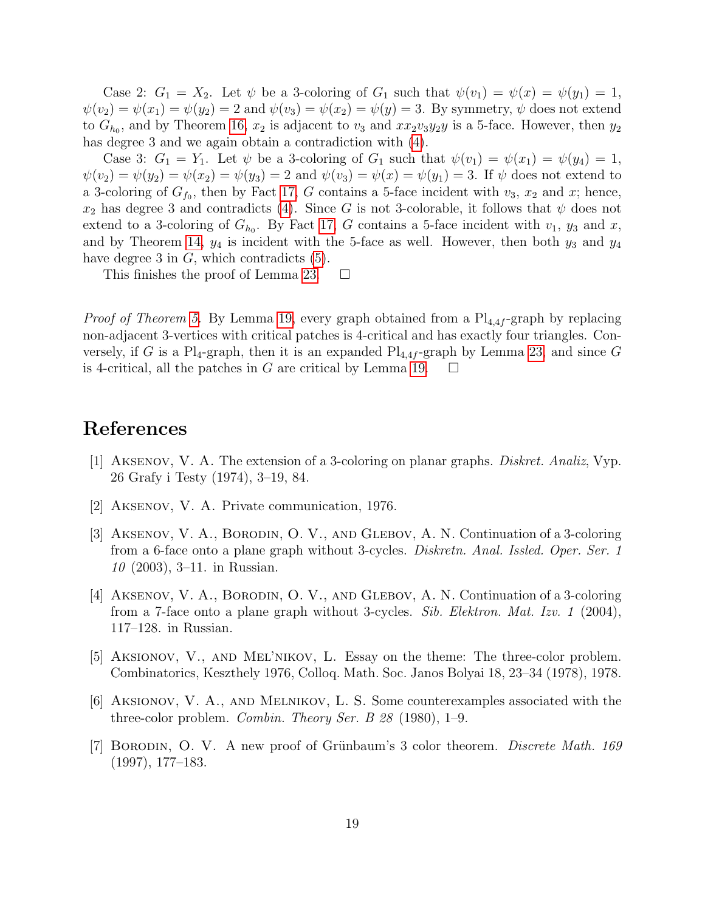Case 2: $G_1 = X_2$. Let $\psi$ be a 3-coloring of $G_1$ such that $\psi(v_1) = \psi(x) = \psi(y_1) = 1$, $\psi(v_2) = \psi(x_1) = \psi(y_2) = 2$ and $\psi(v_3) = \psi(x_2) = \psi(y) = 3$. By symmetry, $\psi$ does not extend to $G_{h_0}$, and by Theorem 16, $x_2$ is adjacent to $v_3$ and $xx_2v_3y_2y$ is a 5-face. However, then $y_2$ has degree 3 and we again obtain a contradiction with (4).

Case 3: $G_1 = Y_1$. Let $\psi$ be a 3-coloring of $G_1$ such that $\psi(v_1) = \psi(x_1) = \psi(y_4) = 1$, $\psi(v_2) = \psi(y_2) = \psi(x_2) = \psi(y_3) = 2$ and $\psi(v_3) = \psi(x) = \psi(y_1) = 3$. If $\psi$ does not extend to a 3-coloring of $G_{f_0}$, then by Fact 17, $G$ contains a 5-face incident with $v_3$, $x_2$ and $x$; hence, $x_2$ has degree 3 and contradicts (4). Since $G$ is not 3-colorable, it follows that $\psi$ does not extend to a 3-coloring of $G_{h_0}$. By Fact 17, $G$ contains a 5-face incident with $v_1$, $y_3$ and $x$, and by Theorem 14, $y_4$ is incident with the 5-face as well. However, then both $y_3$ and $y_4$ have degree 3 in $G$, which contradicts (5).

This finishes the proof of Lemma 23. □

*Proof of Theorem 5.* By Lemma 19, every graph obtained from a $\mathrm{Pl}_{4,4f}$-graph by replacing non-adjacent 3-vertices with critical patches is 4-critical and has exactly four triangles. Conversely, if $G$ is a $\mathrm{Pl}_4$-graph, then it is an expanded $\mathrm{Pl}_{4,4f}$-graph by Lemma 23, and since $G$ is 4-critical, all the patches in $G$ are critical by Lemma 19. □

# References

[1] Aksenov, V. A. The extension of a 3-coloring on planar graphs. *Diskret. Analiz*, Vyp. 26 Grafy i Testy (1974), 3–19, 84.

[2] Aksenov, V. A. Private communication, 1976.

[3] Aksenov, V. A., Borodin, O. V., and Glebov, A. N. Continuation of a 3-coloring from a 6-face onto a plane graph without 3-cycles. *Diskretn. Anal. Issled. Oper. Ser. 1 10* (2003), 3–11. in Russian.

[4] Aksenov, V. A., Borodin, O. V., and Glebov, A. N. Continuation of a 3-coloring from a 7-face onto a plane graph without 3-cycles. *Sib. Elektron. Mat. Izv. 1* (2004), 117–128. in Russian.

[5] Aksionov, V., and Mel'nikov, L. Essay on the theme: The three-color problem. Combinatorics, Keszthely 1976, Colloq. Math. Soc. Janos Bolyai 18, 23–34 (1978), 1978.

[6] Aksionov, V. A., and Melnikov, L. S. Some counterexamples associated with the three-color problem. *Combin. Theory Ser. B 28* (1980), 1–9.

[7] Borodin, O. V. A new proof of Grünbaum's 3 color theorem. *Discrete Math. 169* (1997), 177–183.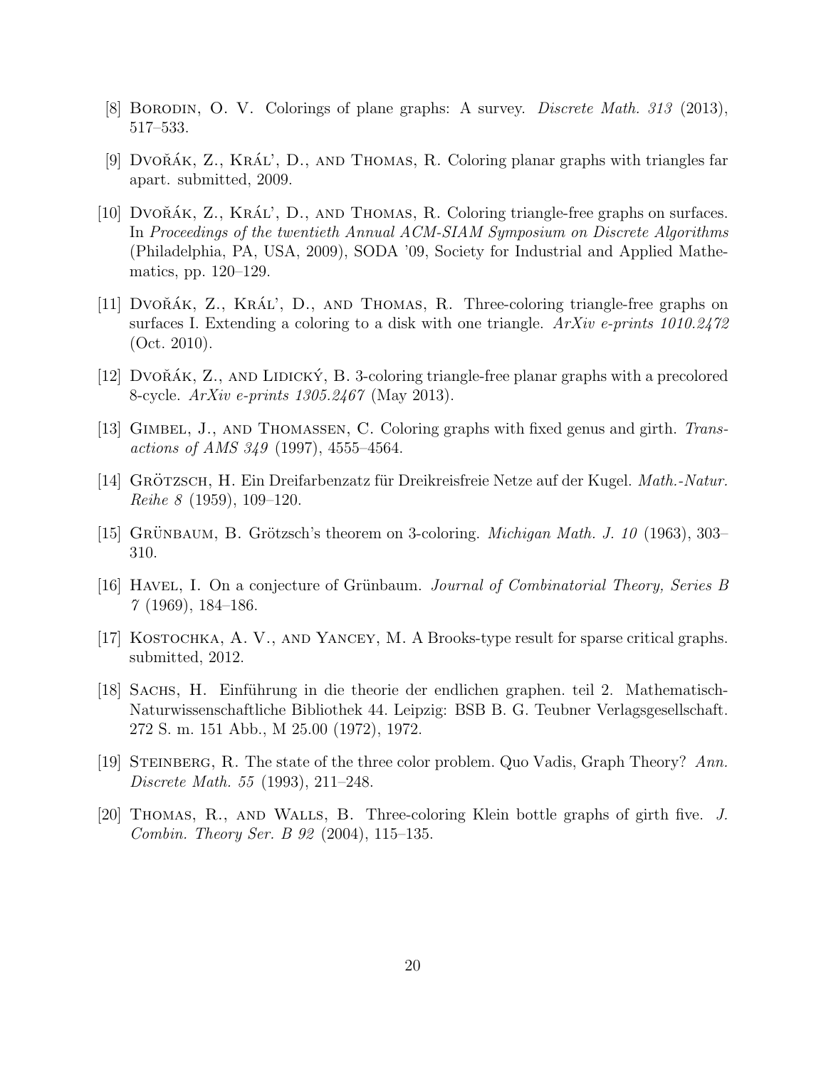[8] Borodin, O. V. Colorings of plane graphs: A survey. *Discrete Math. 313* (2013), 517–533.

[9] Dvořák, Z., Kráľ, D., and Thomas, R. Coloring planar graphs with triangles far apart. submitted, 2009.

[10] Dvořák, Z., Kráľ, D., and Thomas, R. Coloring triangle-free graphs on surfaces. In *Proceedings of the twentieth Annual ACM-SIAM Symposium on Discrete Algorithms* (Philadelphia, PA, USA, 2009), SODA '09, Society for Industrial and Applied Mathematics, pp. 120–129.

[11] Dvořák, Z., Kráľ, D., and Thomas, R. Three-coloring triangle-free graphs on surfaces I. Extending a coloring to a disk with one triangle. *ArXiv e-prints 1010.2472* (Oct. 2010).

[12] Dvořák, Z., and Lidický, B. 3-coloring triangle-free planar graphs with a precolored 8-cycle. *ArXiv e-prints 1305.2467* (May 2013).

[13] Gimbel, J., and Thomassen, C. Coloring graphs with fixed genus and girth. *Transactions of AMS 349* (1997), 4555–4564.

[14] Grötzsch, H. Ein Dreifarbenzatz für Dreikreisfreie Netze auf der Kugel. *Math.-Natur. Reihe 8* (1959), 109–120.

[15] Grünbaum, B. Grötzsch's theorem on 3-coloring. *Michigan Math. J. 10* (1963), 303–310.

[16] Havel, I. On a conjecture of Grünbaum. *Journal of Combinatorial Theory, Series B 7* (1969), 184–186.

[17] Kostochka, A. V., and Yancey, M. A Brooks-type result for sparse critical graphs. submitted, 2012.

[18] Sachs, H. Einführung in die theorie der endlichen graphen. teil 2. Mathematisch-Naturwissenschaftliche Bibliothek 44. Leipzig: BSB B. G. Teubner Verlagsgesellschaft. 272 S. m. 151 Abb., M 25.00 (1972), 1972.

[19] Steinberg, R. The state of the three color problem. Quo Vadis, Graph Theory? *Ann. Discrete Math. 55* (1993), 211–248.

[20] Thomas, R., and Walls, B. Three-coloring Klein bottle graphs of girth five. *J. Combin. Theory Ser. B 92* (2004), 115–135.